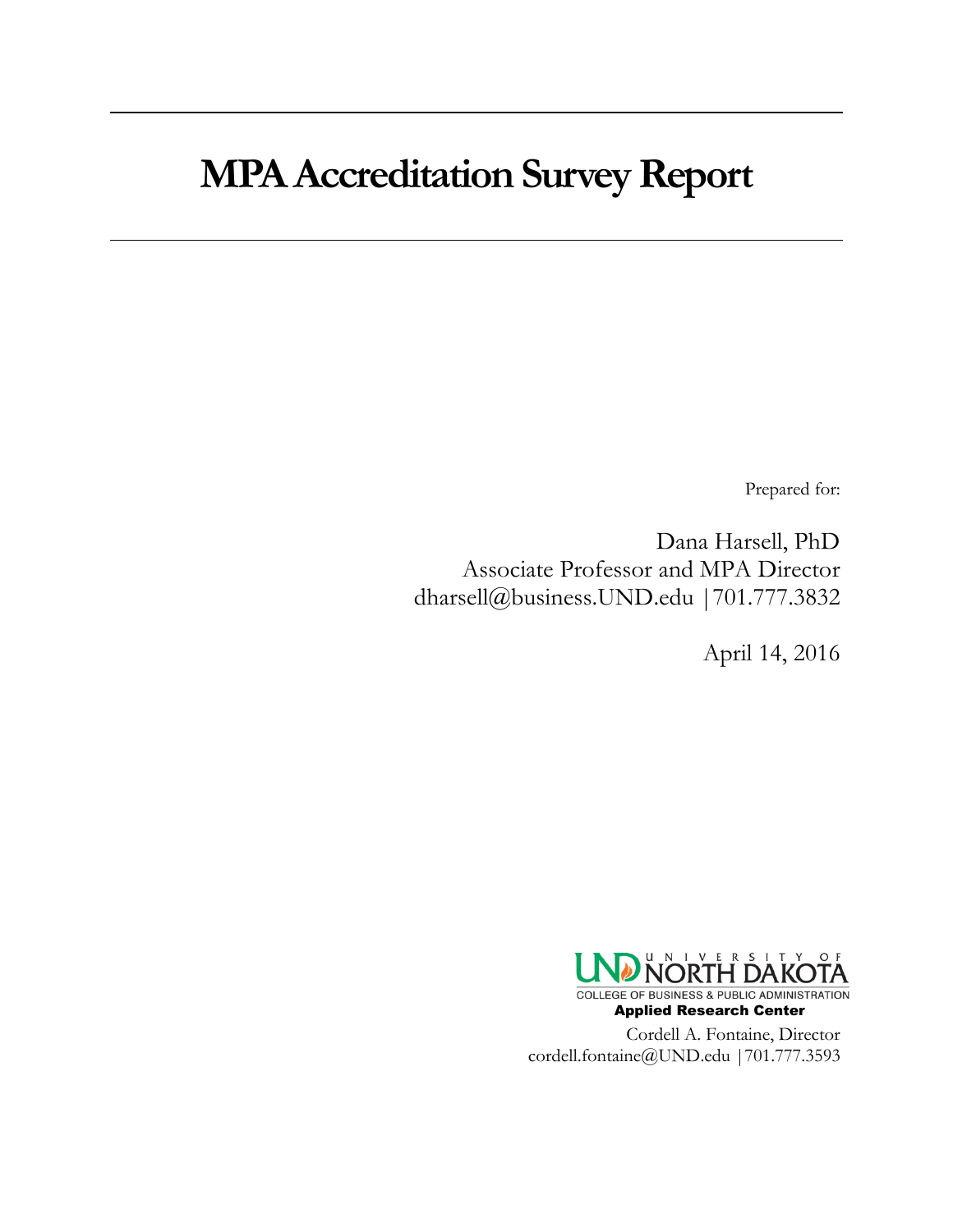# MPA Accreditation Survey Report

Prepared for:

Dana Harsell, PhD
Associate Professor and MPA Director
dharsell@business.UND.edu |701.777.3832

April 14, 2016

UND UNIVERSITY OF NORTH DAKOTA
COLLEGE OF BUSINESS & PUBLIC ADMINISTRATION
**Applied Research Center**

Cordell A. Fontaine, Director
cordell.fontaine@UND.edu |701.777.3593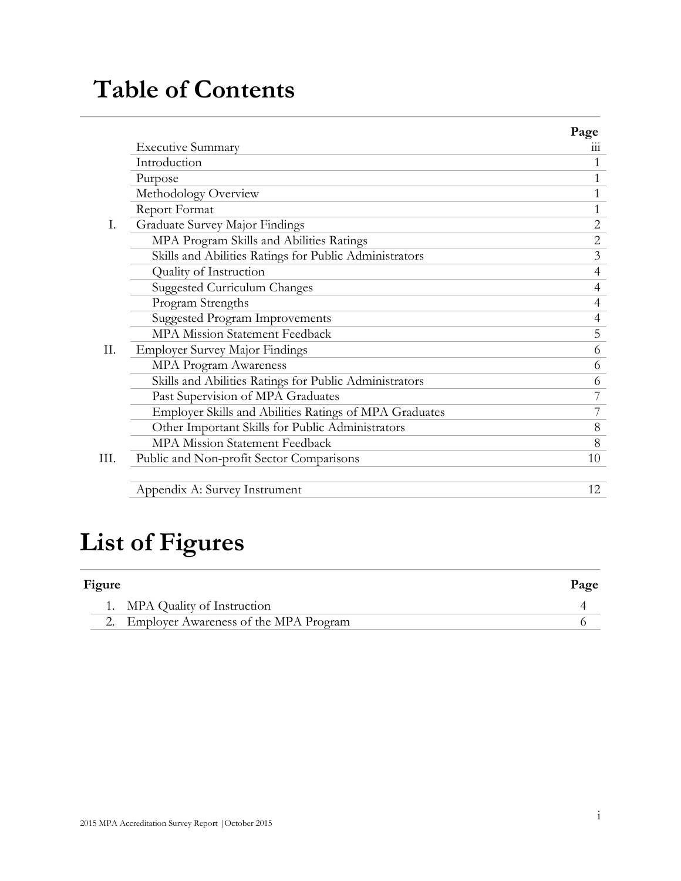# Table of Contents

| | | Page |
|---|---|---|
| | Executive Summary | iii |
| | Introduction | 1 |
| | Purpose | 1 |
| | Methodology Overview | 1 |
| | Report Format | 1 |
| I. | Graduate Survey Major Findings | 2 |
| | MPA Program Skills and Abilities Ratings | 2 |
| | Skills and Abilities Ratings for Public Administrators | 3 |
| | Quality of Instruction | 4 |
| | Suggested Curriculum Changes | 4 |
| | Program Strengths | 4 |
| | Suggested Program Improvements | 4 |
| | MPA Mission Statement Feedback | 5 |
| II. | Employer Survey Major Findings | 6 |
| | MPA Program Awareness | 6 |
| | Skills and Abilities Ratings for Public Administrators | 6 |
| | Past Supervision of MPA Graduates | 7 |
| | Employer Skills and Abilities Ratings of MPA Graduates | 7 |
| | Other Important Skills for Public Administrators | 8 |
| | MPA Mission Statement Feedback | 8 |
| III. | Public and Non-profit Sector Comparisons | 10 |
| | | |
| | Appendix A: Survey Instrument | 12 |

# List of Figures

| Figure | | Page |
|---|---|---|
| 1. | MPA Quality of Instruction | 4 |
| 2. | Employer Awareness of the MPA Program | 6 |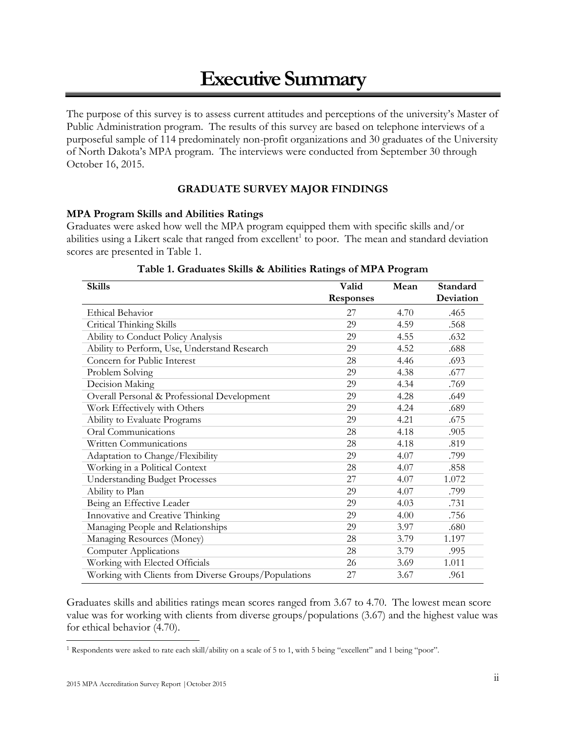# Executive Summary

The purpose of this survey is to assess current attitudes and perceptions of the university's Master of Public Administration program. The results of this survey are based on telephone interviews of a purposeful sample of 114 predominately non-profit organizations and 30 graduates of the University of North Dakota's MPA program. The interviews were conducted from September 30 through October 16, 2015.

## GRADUATE SURVEY MAJOR FINDINGS

### MPA Program Skills and Abilities Ratings

Graduates were asked how well the MPA program equipped them with specific skills and/or abilities using a Likert scale that ranged from excellent[1] to poor. The mean and standard deviation scores are presented in Table 1.

**Table 1. Graduates Skills & Abilities Ratings of MPA Program**

| Skills | Valid Responses | Mean | Standard Deviation |
|---|---|---|---|
| Ethical Behavior | 27 | 4.70 | .465 |
| Critical Thinking Skills | 29 | 4.59 | .568 |
| Ability to Conduct Policy Analysis | 29 | 4.55 | .632 |
| Ability to Perform, Use, Understand Research | 29 | 4.52 | .688 |
| Concern for Public Interest | 28 | 4.46 | .693 |
| Problem Solving | 29 | 4.38 | .677 |
| Decision Making | 29 | 4.34 | .769 |
| Overall Personal & Professional Development | 29 | 4.28 | .649 |
| Work Effectively with Others | 29 | 4.24 | .689 |
| Ability to Evaluate Programs | 29 | 4.21 | .675 |
| Oral Communications | 28 | 4.18 | .905 |
| Written Communications | 28 | 4.18 | .819 |
| Adaptation to Change/Flexibility | 29 | 4.07 | .799 |
| Working in a Political Context | 28 | 4.07 | .858 |
| Understanding Budget Processes | 27 | 4.07 | 1.072 |
| Ability to Plan | 29 | 4.07 | .799 |
| Being an Effective Leader | 29 | 4.03 | .731 |
| Innovative and Creative Thinking | 29 | 4.00 | .756 |
| Managing People and Relationships | 29 | 3.97 | .680 |
| Managing Resources (Money) | 28 | 3.79 | 1.197 |
| Computer Applications | 28 | 3.79 | .995 |
| Working with Elected Officials | 26 | 3.69 | 1.011 |
| Working with Clients from Diverse Groups/Populations | 27 | 3.67 | .961 |

Graduates skills and abilities ratings mean scores ranged from 3.67 to 4.70. The lowest mean score value was for working with clients from diverse groups/populations (3.67) and the highest value was for ethical behavior (4.70).

[1] Respondents were asked to rate each skill/ability on a scale of 5 to 1, with 5 being "excellent" and 1 being "poor".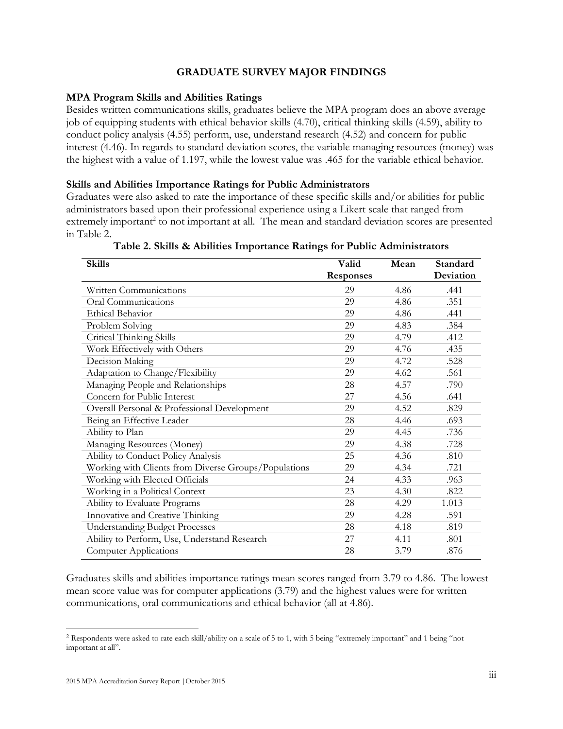## GRADUATE SURVEY MAJOR FINDINGS

### MPA Program Skills and Abilities Ratings

Besides written communications skills, graduates believe the MPA program does an above average job of equipping students with ethical behavior skills (4.70), critical thinking skills (4.59), ability to conduct policy analysis (4.55) perform, use, understand research (4.52) and concern for public interest (4.46). In regards to standard deviation scores, the variable managing resources (money) was the highest with a value of 1.197, while the lowest value was .465 for the variable ethical behavior.

### Skills and Abilities Importance Ratings for Public Administrators

Graduates were also asked to rate the importance of these specific skills and/or abilities for public administrators based upon their professional experience using a Likert scale that ranged from extremely important[2] to not important at all. The mean and standard deviation scores are presented in Table 2.

**Table 2. Skills & Abilities Importance Ratings for Public Administrators**

| Skills | Valid Responses | Mean | Standard Deviation |
|---|---|---|---|
| Written Communications | 29 | 4.86 | .441 |
| Oral Communications | 29 | 4.86 | .351 |
| Ethical Behavior | 29 | 4.86 | .441 |
| Problem Solving | 29 | 4.83 | .384 |
| Critical Thinking Skills | 29 | 4.79 | .412 |
| Work Effectively with Others | 29 | 4.76 | .435 |
| Decision Making | 29 | 4.72 | .528 |
| Adaptation to Change/Flexibility | 29 | 4.62 | .561 |
| Managing People and Relationships | 28 | 4.57 | .790 |
| Concern for Public Interest | 27 | 4.56 | .641 |
| Overall Personal & Professional Development | 29 | 4.52 | .829 |
| Being an Effective Leader | 28 | 4.46 | .693 |
| Ability to Plan | 29 | 4.45 | .736 |
| Managing Resources (Money) | 29 | 4.38 | .728 |
| Ability to Conduct Policy Analysis | 25 | 4.36 | .810 |
| Working with Clients from Diverse Groups/Populations | 29 | 4.34 | .721 |
| Working with Elected Officials | 24 | 4.33 | .963 |
| Working in a Political Context | 23 | 4.30 | .822 |
| Ability to Evaluate Programs | 28 | 4.29 | 1.013 |
| Innovative and Creative Thinking | 29 | 4.28 | .591 |
| Understanding Budget Processes | 28 | 4.18 | .819 |
| Ability to Perform, Use, Understand Research | 27 | 4.11 | .801 |
| Computer Applications | 28 | 3.79 | .876 |

Graduates skills and abilities importance ratings mean scores ranged from 3.79 to 4.86. The lowest mean score value was for computer applications (3.79) and the highest values were for written communications, oral communications and ethical behavior (all at 4.86).

---

[2] Respondents were asked to rate each skill/ability on a scale of 5 to 1, with 5 being "extremely important" and 1 being "not important at all".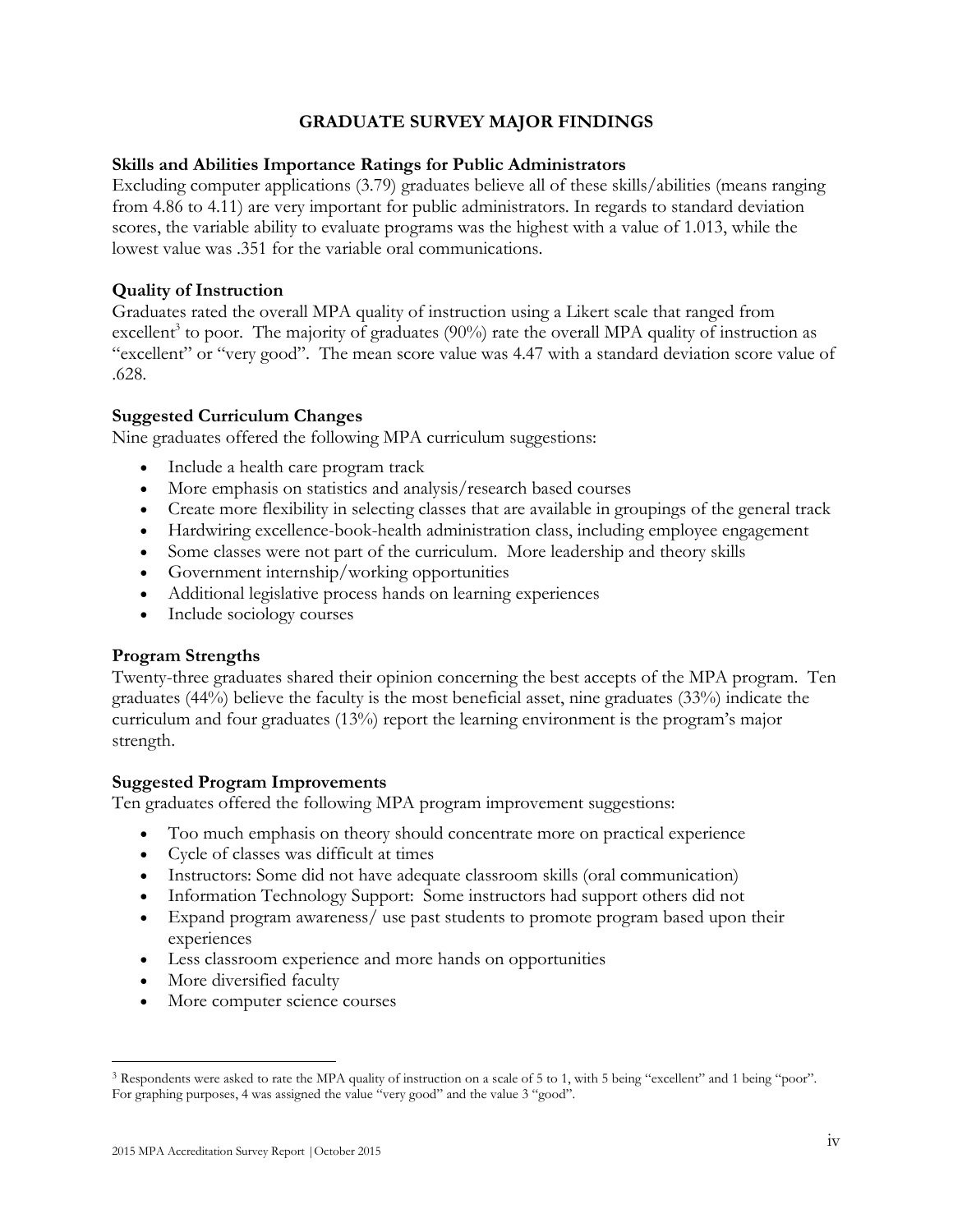# GRADUATE SURVEY MAJOR FINDINGS

**Skills and Abilities Importance Ratings for Public Administrators**

Excluding computer applications (3.79) graduates believe all of these skills/abilities (means ranging from 4.86 to 4.11) are very important for public administrators. In regards to standard deviation scores, the variable ability to evaluate programs was the highest with a value of 1.013, while the lowest value was .351 for the variable oral communications.

**Quality of Instruction**

Graduates rated the overall MPA quality of instruction using a Likert scale that ranged from excellent[3] to poor. The majority of graduates (90%) rate the overall MPA quality of instruction as "excellent" or "very good". The mean score value was 4.47 with a standard deviation score value of .628.

**Suggested Curriculum Changes**

Nine graduates offered the following MPA curriculum suggestions:

- Include a health care program track
- More emphasis on statistics and analysis/research based courses
- Create more flexibility in selecting classes that are available in groupings of the general track
- Hardwiring excellence-book-health administration class, including employee engagement
- Some classes were not part of the curriculum. More leadership and theory skills
- Government internship/working opportunities
- Additional legislative process hands on learning experiences
- Include sociology courses

**Program Strengths**

Twenty-three graduates shared their opinion concerning the best accepts of the MPA program. Ten graduates (44%) believe the faculty is the most beneficial asset, nine graduates (33%) indicate the curriculum and four graduates (13%) report the learning environment is the program's major strength.

**Suggested Program Improvements**

Ten graduates offered the following MPA program improvement suggestions:

- Too much emphasis on theory should concentrate more on practical experience
- Cycle of classes was difficult at times
- Instructors: Some did not have adequate classroom skills (oral communication)
- Information Technology Support: Some instructors had support others did not
- Expand program awareness/ use past students to promote program based upon their experiences
- Less classroom experience and more hands on opportunities
- More diversified faculty
- More computer science courses

---

[3] Respondents were asked to rate the MPA quality of instruction on a scale of 5 to 1, with 5 being "excellent" and 1 being "poor". For graphing purposes, 4 was assigned the value "very good" and the value 3 "good".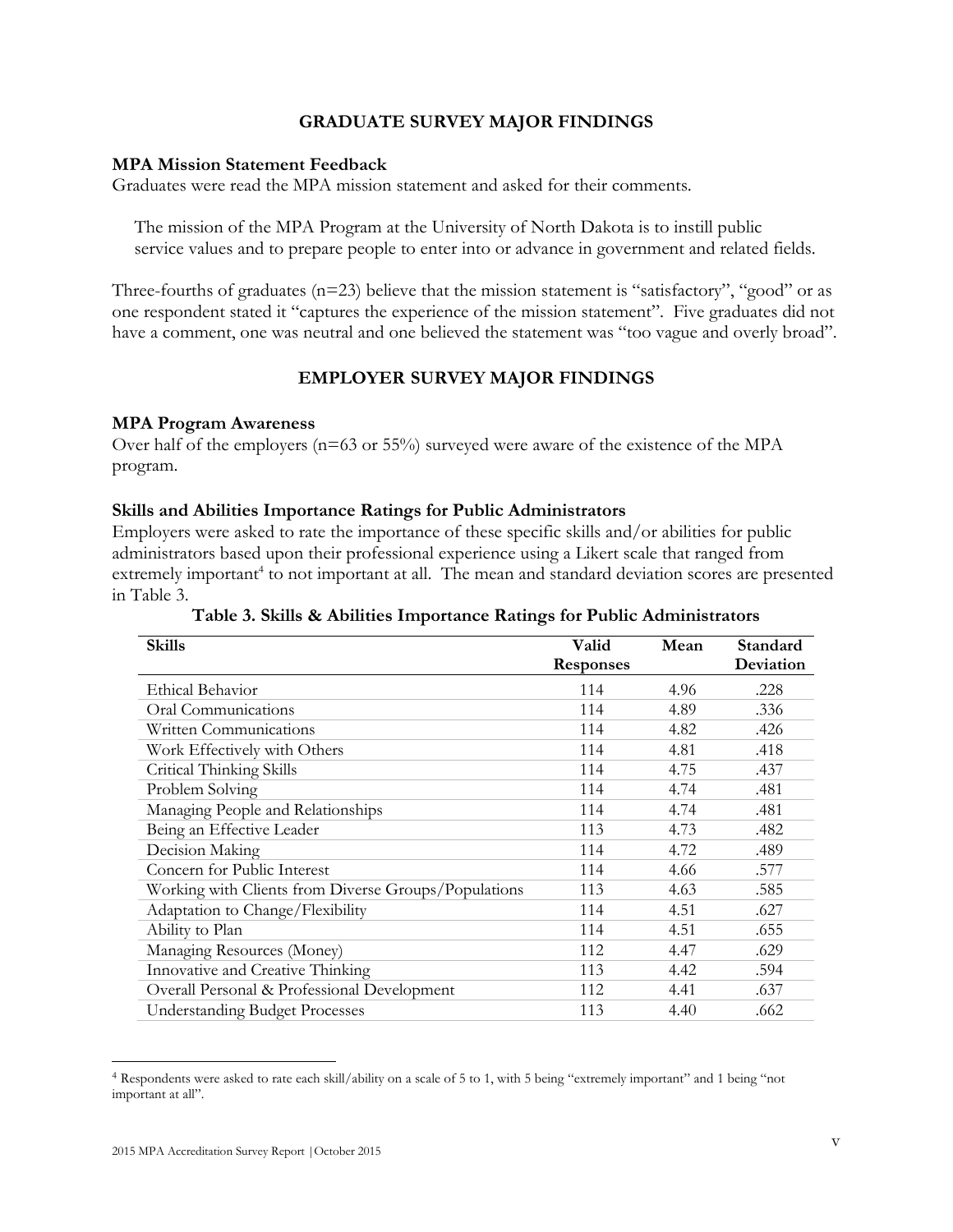## GRADUATE SURVEY MAJOR FINDINGS

### MPA Mission Statement Feedback

Graduates were read the MPA mission statement and asked for their comments.

> The mission of the MPA Program at the University of North Dakota is to instill public service values and to prepare people to enter into or advance in government and related fields.

Three-fourths of graduates (n=23) believe that the mission statement is "satisfactory", "good" or as one respondent stated it "captures the experience of the mission statement". Five graduates did not have a comment, one was neutral and one believed the statement was "too vague and overly broad".

## EMPLOYER SURVEY MAJOR FINDINGS

### MPA Program Awareness

Over half of the employers (n=63 or 55%) surveyed were aware of the existence of the MPA program.

### Skills and Abilities Importance Ratings for Public Administrators

Employers were asked to rate the importance of these specific skills and/or abilities for public administrators based upon their professional experience using a Likert scale that ranged from extremely important[4] to not important at all. The mean and standard deviation scores are presented in Table 3.

**Table 3. Skills & Abilities Importance Ratings for Public Administrators**

| Skills | Valid Responses | Mean | Standard Deviation |
|---|---|---|---|
| Ethical Behavior | 114 | 4.96 | .228 |
| Oral Communications | 114 | 4.89 | .336 |
| Written Communications | 114 | 4.82 | .426 |
| Work Effectively with Others | 114 | 4.81 | .418 |
| Critical Thinking Skills | 114 | 4.75 | .437 |
| Problem Solving | 114 | 4.74 | .481 |
| Managing People and Relationships | 114 | 4.74 | .481 |
| Being an Effective Leader | 113 | 4.73 | .482 |
| Decision Making | 114 | 4.72 | .489 |
| Concern for Public Interest | 114 | 4.66 | .577 |
| Working with Clients from Diverse Groups/Populations | 113 | 4.63 | .585 |
| Adaptation to Change/Flexibility | 114 | 4.51 | .627 |
| Ability to Plan | 114 | 4.51 | .655 |
| Managing Resources (Money) | 112 | 4.47 | .629 |
| Innovative and Creative Thinking | 113 | 4.42 | .594 |
| Overall Personal & Professional Development | 112 | 4.41 | .637 |
| Understanding Budget Processes | 113 | 4.40 | .662 |

[4] Respondents were asked to rate each skill/ability on a scale of 5 to 1, with 5 being "extremely important" and 1 being "not important at all".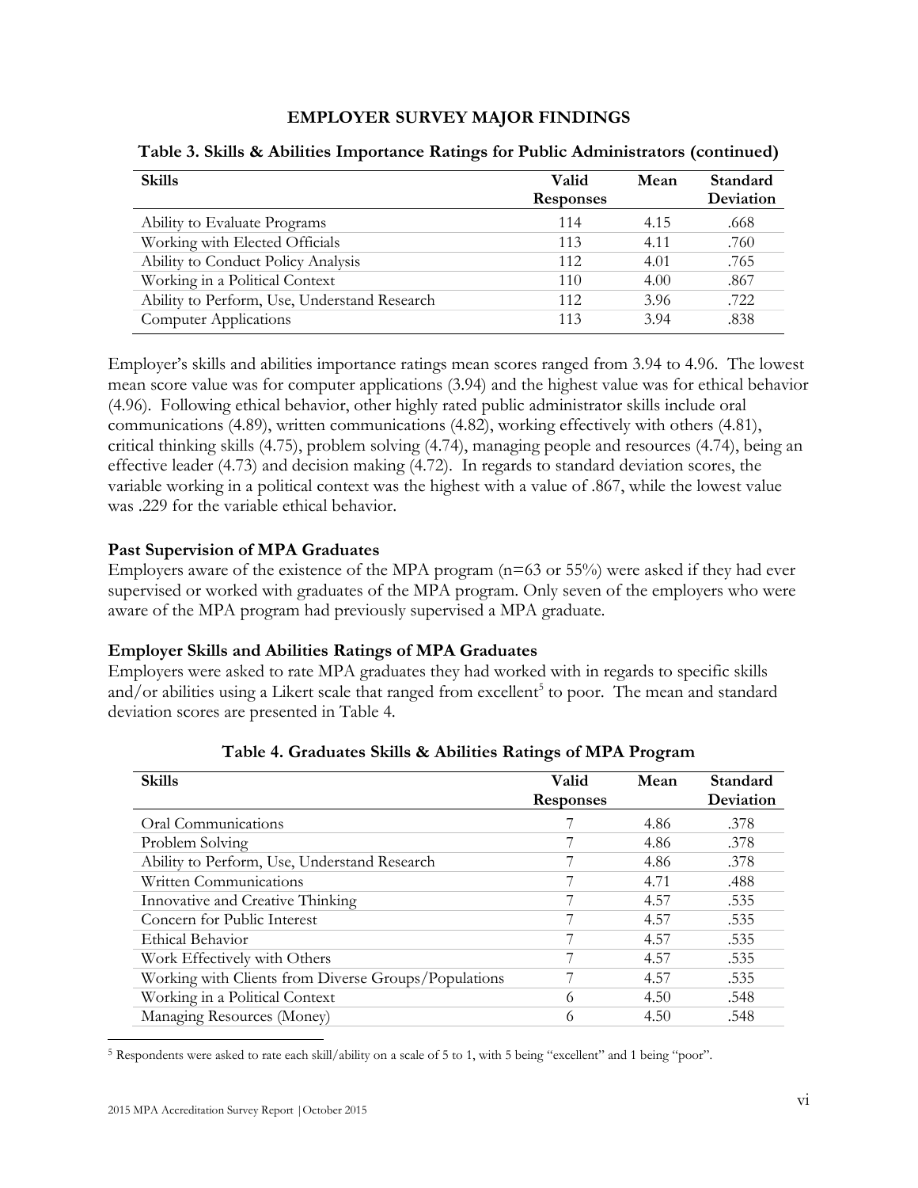## EMPLOYER SURVEY MAJOR FINDINGS

**Table 3. Skills & Abilities Importance Ratings for Public Administrators (continued)**

| Skills | Valid Responses | Mean | Standard Deviation |
|---|---|---|---|
| Ability to Evaluate Programs | 114 | 4.15 | .668 |
| Working with Elected Officials | 113 | 4.11 | .760 |
| Ability to Conduct Policy Analysis | 112 | 4.01 | .765 |
| Working in a Political Context | 110 | 4.00 | .867 |
| Ability to Perform, Use, Understand Research | 112 | 3.96 | .722 |
| Computer Applications | 113 | 3.94 | .838 |

Employer's skills and abilities importance ratings mean scores ranged from 3.94 to 4.96. The lowest mean score value was for computer applications (3.94) and the highest value was for ethical behavior (4.96). Following ethical behavior, other highly rated public administrator skills include oral communications (4.89), written communications (4.82), working effectively with others (4.81), critical thinking skills (4.75), problem solving (4.74), managing people and resources (4.74), being an effective leader (4.73) and decision making (4.72). In regards to standard deviation scores, the variable working in a political context was the highest with a value of .867, while the lowest value was .229 for the variable ethical behavior.

### Past Supervision of MPA Graduates

Employers aware of the existence of the MPA program (n=63 or 55%) were asked if they had ever supervised or worked with graduates of the MPA program. Only seven of the employers who were aware of the MPA program had previously supervised a MPA graduate.

### Employer Skills and Abilities Ratings of MPA Graduates

Employers were asked to rate MPA graduates they had worked with in regards to specific skills and/or abilities using a Likert scale that ranged from excellent[5] to poor. The mean and standard deviation scores are presented in Table 4.

**Table 4. Graduates Skills & Abilities Ratings of MPA Program**

| Skills | Valid Responses | Mean | Standard Deviation |
|---|---|---|---|
| Oral Communications | 7 | 4.86 | .378 |
| Problem Solving | 7 | 4.86 | .378 |
| Ability to Perform, Use, Understand Research | 7 | 4.86 | .378 |
| Written Communications | 7 | 4.71 | .488 |
| Innovative and Creative Thinking | 7 | 4.57 | .535 |
| Concern for Public Interest | 7 | 4.57 | .535 |
| Ethical Behavior | 7 | 4.57 | .535 |
| Work Effectively with Others | 7 | 4.57 | .535 |
| Working with Clients from Diverse Groups/Populations | 7 | 4.57 | .535 |
| Working in a Political Context | 6 | 4.50 | .548 |
| Managing Resources (Money) | 6 | 4.50 | .548 |

[5] Respondents were asked to rate each skill/ability on a scale of 5 to 1, with 5 being "excellent" and 1 being "poor".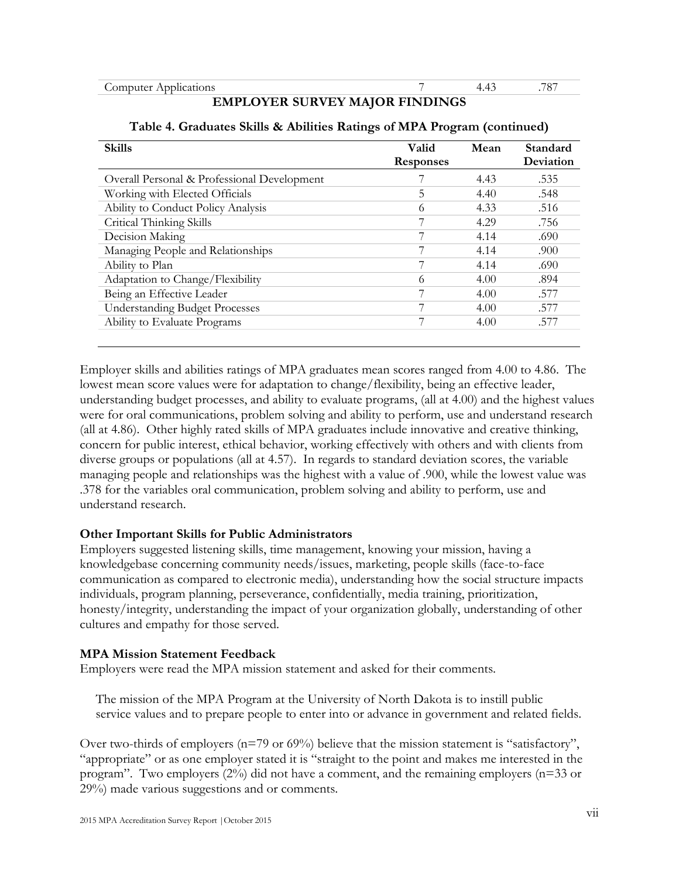| Computer Applications | 7 | 4.43 | .787 |
|---|---|---|---|

## EMPLOYER SURVEY MAJOR FINDINGS

**Table 4. Graduates Skills & Abilities Ratings of MPA Program (continued)**

| Skills | Valid Responses | Mean | Standard Deviation |
|---|---|---|---|
| Overall Personal & Professional Development | 7 | 4.43 | .535 |
| Working with Elected Officials | 5 | 4.40 | .548 |
| Ability to Conduct Policy Analysis | 6 | 4.33 | .516 |
| Critical Thinking Skills | 7 | 4.29 | .756 |
| Decision Making | 7 | 4.14 | .690 |
| Managing People and Relationships | 7 | 4.14 | .900 |
| Ability to Plan | 7 | 4.14 | .690 |
| Adaptation to Change/Flexibility | 6 | 4.00 | .894 |
| Being an Effective Leader | 7 | 4.00 | .577 |
| Understanding Budget Processes | 7 | 4.00 | .577 |
| Ability to Evaluate Programs | 7 | 4.00 | .577 |

Employer skills and abilities ratings of MPA graduates mean scores ranged from 4.00 to 4.86. The lowest mean score values were for adaptation to change/flexibility, being an effective leader, understanding budget processes, and ability to evaluate programs, (all at 4.00) and the highest values were for oral communications, problem solving and ability to perform, use and understand research (all at 4.86). Other highly rated skills of MPA graduates include innovative and creative thinking, concern for public interest, ethical behavior, working effectively with others and with clients from diverse groups or populations (all at 4.57). In regards to standard deviation scores, the variable managing people and relationships was the highest with a value of .900, while the lowest value was .378 for the variables oral communication, problem solving and ability to perform, use and understand research.

### Other Important Skills for Public Administrators

Employers suggested listening skills, time management, knowing your mission, having a knowledgebase concerning community needs/issues, marketing, people skills (face-to-face communication as compared to electronic media), understanding how the social structure impacts individuals, program planning, perseverance, confidentially, media training, prioritization, honesty/integrity, understanding the impact of your organization globally, understanding of other cultures and empathy for those served.

### MPA Mission Statement Feedback

Employers were read the MPA mission statement and asked for their comments.

> The mission of the MPA Program at the University of North Dakota is to instill public service values and to prepare people to enter into or advance in government and related fields.

Over two-thirds of employers (n=79 or 69%) believe that the mission statement is "satisfactory", "appropriate" or as one employer stated it is "straight to the point and makes me interested in the program". Two employers (2%) did not have a comment, and the remaining employers (n=33 or 29%) made various suggestions and or comments.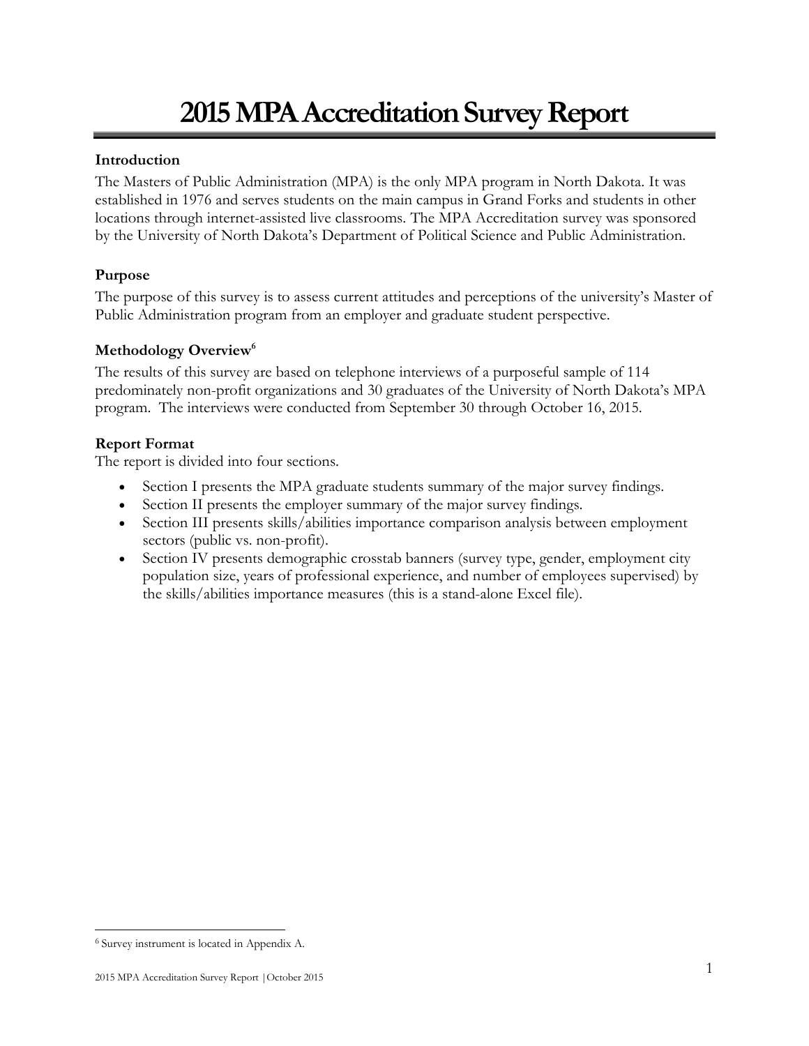# 2015 MPA Accreditation Survey Report

### Introduction

The Masters of Public Administration (MPA) is the only MPA program in North Dakota. It was established in 1976 and serves students on the main campus in Grand Forks and students in other locations through internet-assisted live classrooms. The MPA Accreditation survey was sponsored by the University of North Dakota's Department of Political Science and Public Administration.

### Purpose

The purpose of this survey is to assess current attitudes and perceptions of the university's Master of Public Administration program from an employer and graduate student perspective.

### Methodology Overview[6]

The results of this survey are based on telephone interviews of a purposeful sample of 114 predominately non-profit organizations and 30 graduates of the University of North Dakota's MPA program. The interviews were conducted from September 30 through October 16, 2015.

### Report Format

The report is divided into four sections.

- Section I presents the MPA graduate students summary of the major survey findings.
- Section II presents the employer summary of the major survey findings.
- Section III presents skills/abilities importance comparison analysis between employment sectors (public vs. non-profit).
- Section IV presents demographic crosstab banners (survey type, gender, employment city population size, years of professional experience, and number of employees supervised) by the skills/abilities importance measures (this is a stand-alone Excel file).

---

[6] Survey instrument is located in Appendix A.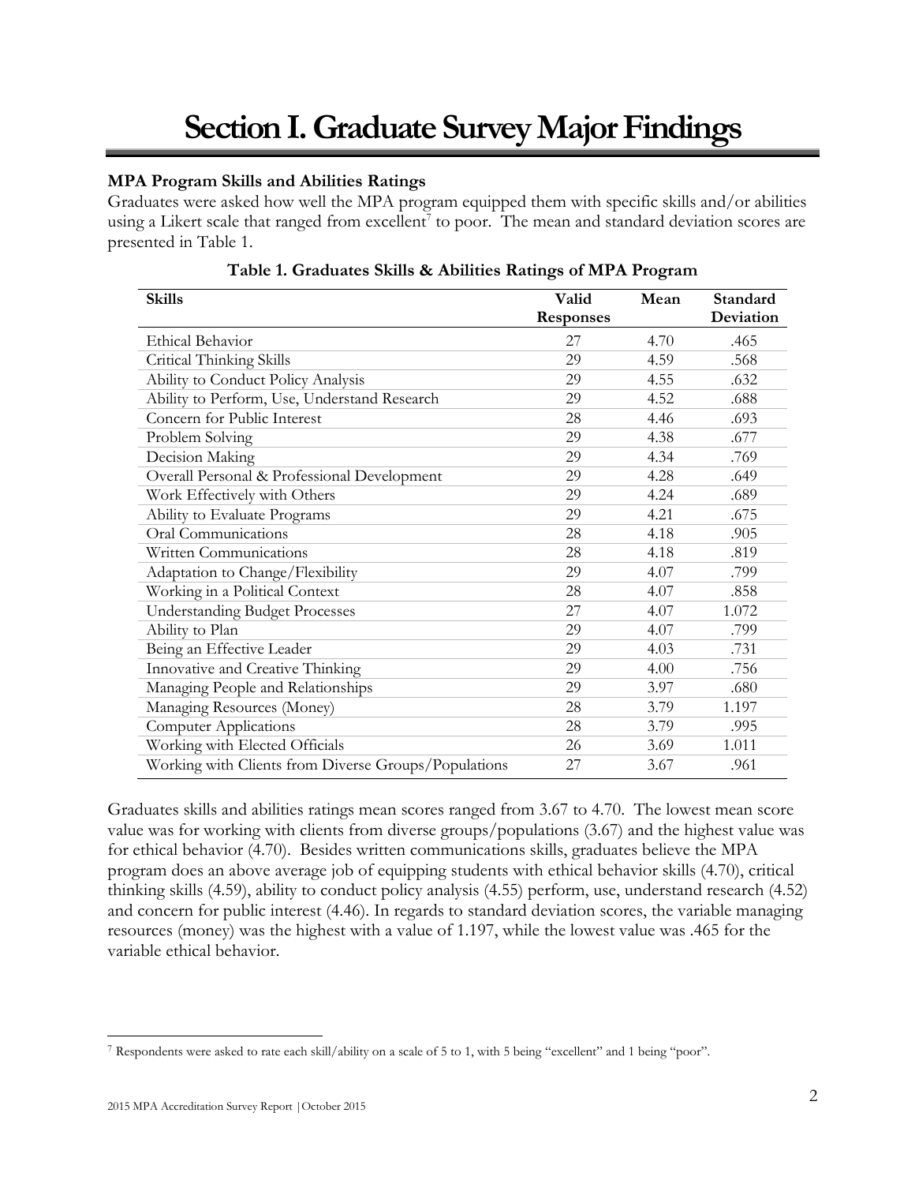# Section I. Graduate Survey Major Findings

**MPA Program Skills and Abilities Ratings**

Graduates were asked how well the MPA program equipped them with specific skills and/or abilities using a Likert scale that ranged from excellent[7] to poor. The mean and standard deviation scores are presented in Table 1.

**Table 1. Graduates Skills & Abilities Ratings of MPA Program**

| Skills | Valid Responses | Mean | Standard Deviation |
|---|---|---|---|
| Ethical Behavior | 27 | 4.70 | .465 |
| Critical Thinking Skills | 29 | 4.59 | .568 |
| Ability to Conduct Policy Analysis | 29 | 4.55 | .632 |
| Ability to Perform, Use, Understand Research | 29 | 4.52 | .688 |
| Concern for Public Interest | 28 | 4.46 | .693 |
| Problem Solving | 29 | 4.38 | .677 |
| Decision Making | 29 | 4.34 | .769 |
| Overall Personal & Professional Development | 29 | 4.28 | .649 |
| Work Effectively with Others | 29 | 4.24 | .689 |
| Ability to Evaluate Programs | 29 | 4.21 | .675 |
| Oral Communications | 28 | 4.18 | .905 |
| Written Communications | 28 | 4.18 | .819 |
| Adaptation to Change/Flexibility | 29 | 4.07 | .799 |
| Working in a Political Context | 28 | 4.07 | .858 |
| Understanding Budget Processes | 27 | 4.07 | 1.072 |
| Ability to Plan | 29 | 4.07 | .799 |
| Being an Effective Leader | 29 | 4.03 | .731 |
| Innovative and Creative Thinking | 29 | 4.00 | .756 |
| Managing People and Relationships | 29 | 3.97 | .680 |
| Managing Resources (Money) | 28 | 3.79 | 1.197 |
| Computer Applications | 28 | 3.79 | .995 |
| Working with Elected Officials | 26 | 3.69 | 1.011 |
| Working with Clients from Diverse Groups/Populations | 27 | 3.67 | .961 |

Graduates skills and abilities ratings mean scores ranged from 3.67 to 4.70. The lowest mean score value was for working with clients from diverse groups/populations (3.67) and the highest value was for ethical behavior (4.70). Besides written communications skills, graduates believe the MPA program does an above average job of equipping students with ethical behavior skills (4.70), critical thinking skills (4.59), ability to conduct policy analysis (4.55) perform, use, understand research (4.52) and concern for public interest (4.46). In regards to standard deviation scores, the variable managing resources (money) was the highest with a value of 1.197, while the lowest value was .465 for the variable ethical behavior.

[7] Respondents were asked to rate each skill/ability on a scale of 5 to 1, with 5 being "excellent" and 1 being "poor".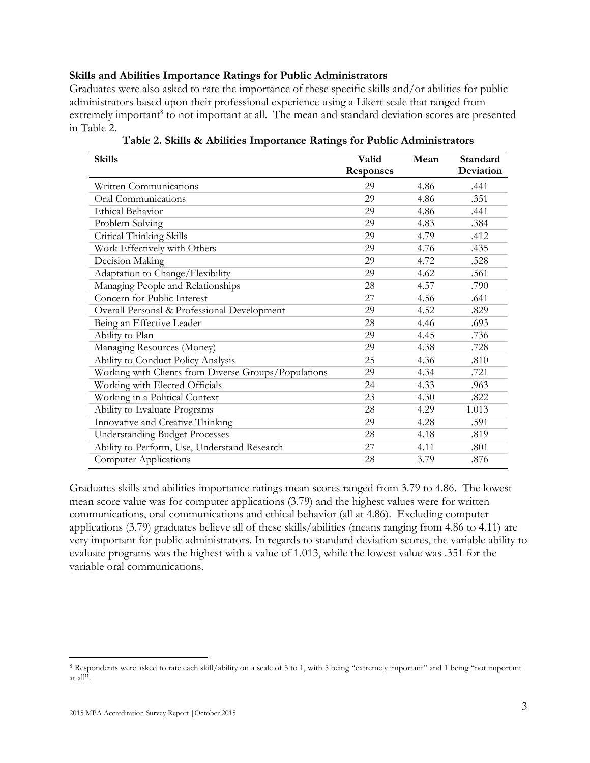### Skills and Abilities Importance Ratings for Public Administrators

Graduates were also asked to rate the importance of these specific skills and/or abilities for public administrators based upon their professional experience using a Likert scale that ranged from extremely important[8] to not important at all. The mean and standard deviation scores are presented in Table 2.

**Table 2. Skills & Abilities Importance Ratings for Public Administrators**

| Skills | Valid Responses | Mean | Standard Deviation |
|---|---|---|---|
| Written Communications | 29 | 4.86 | .441 |
| Oral Communications | 29 | 4.86 | .351 |
| Ethical Behavior | 29 | 4.86 | .441 |
| Problem Solving | 29 | 4.83 | .384 |
| Critical Thinking Skills | 29 | 4.79 | .412 |
| Work Effectively with Others | 29 | 4.76 | .435 |
| Decision Making | 29 | 4.72 | .528 |
| Adaptation to Change/Flexibility | 29 | 4.62 | .561 |
| Managing People and Relationships | 28 | 4.57 | .790 |
| Concern for Public Interest | 27 | 4.56 | .641 |
| Overall Personal & Professional Development | 29 | 4.52 | .829 |
| Being an Effective Leader | 28 | 4.46 | .693 |
| Ability to Plan | 29 | 4.45 | .736 |
| Managing Resources (Money) | 29 | 4.38 | .728 |
| Ability to Conduct Policy Analysis | 25 | 4.36 | .810 |
| Working with Clients from Diverse Groups/Populations | 29 | 4.34 | .721 |
| Working with Elected Officials | 24 | 4.33 | .963 |
| Working in a Political Context | 23 | 4.30 | .822 |
| Ability to Evaluate Programs | 28 | 4.29 | 1.013 |
| Innovative and Creative Thinking | 29 | 4.28 | .591 |
| Understanding Budget Processes | 28 | 4.18 | .819 |
| Ability to Perform, Use, Understand Research | 27 | 4.11 | .801 |
| Computer Applications | 28 | 3.79 | .876 |

Graduates skills and abilities importance ratings mean scores ranged from 3.79 to 4.86. The lowest mean score value was for computer applications (3.79) and the highest values were for written communications, oral communications and ethical behavior (all at 4.86). Excluding computer applications (3.79) graduates believe all of these skills/abilities (means ranging from 4.86 to 4.11) are very important for public administrators. In regards to standard deviation scores, the variable ability to evaluate programs was the highest with a value of 1.013, while the lowest value was .351 for the variable oral communications.

[8] Respondents were asked to rate each skill/ability on a scale of 5 to 1, with 5 being "extremely important" and 1 being "not important at all".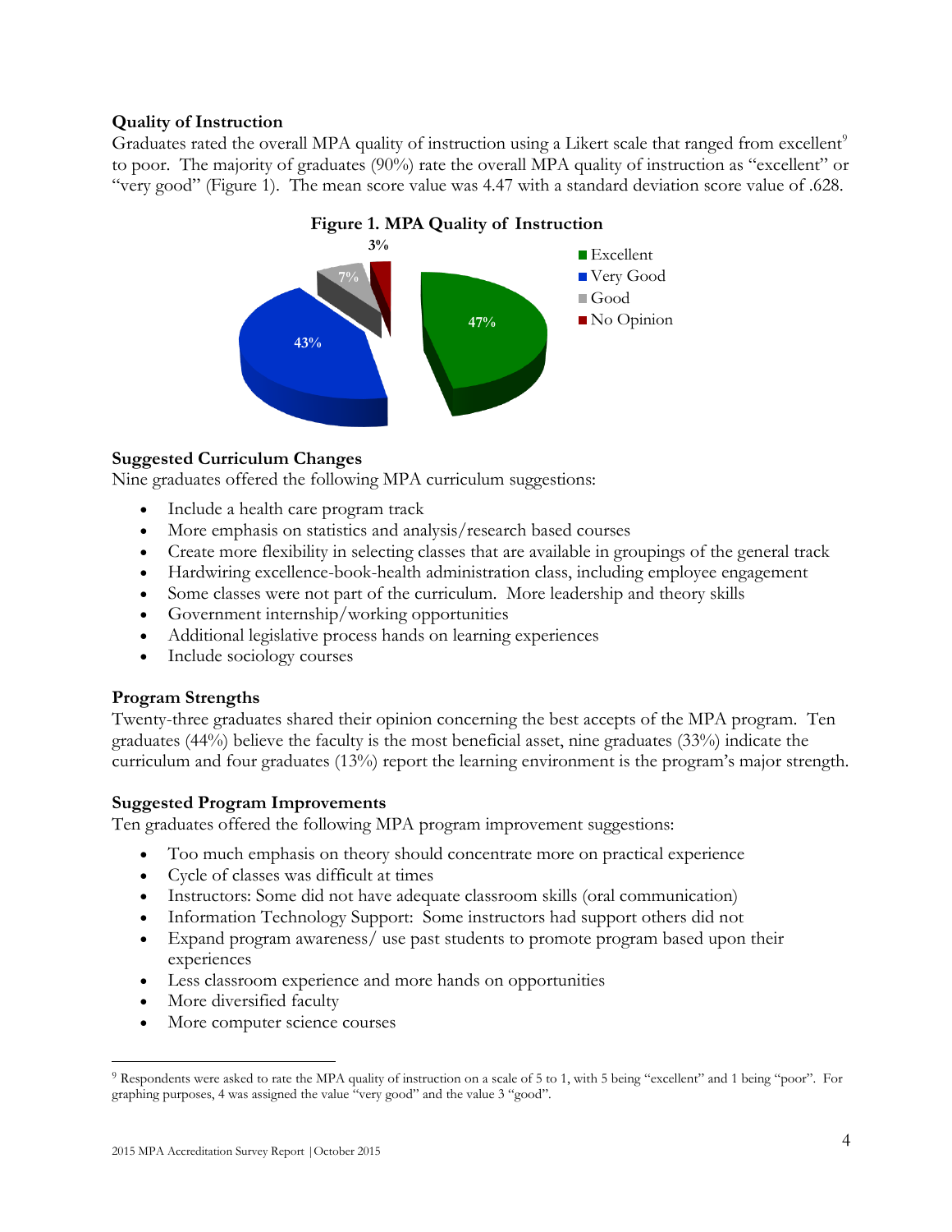### Quality of Instruction

Graduates rated the overall MPA quality of instruction using a Likert scale that ranged from excellent[9] to poor. The majority of graduates (90%) rate the overall MPA quality of instruction as "excellent" or "very good" (Figure 1). The mean score value was 4.47 with a standard deviation score value of .628.

**Figure 1. MPA Quality of Instruction**

| Rating | Percentage |
|---|---|
| Excellent | 47% |
| Very Good | 43% |
| Good | 7% |
| No Opinion | 3% |

### Suggested Curriculum Changes

Nine graduates offered the following MPA curriculum suggestions:

- Include a health care program track
- More emphasis on statistics and analysis/research based courses
- Create more flexibility in selecting classes that are available in groupings of the general track
- Hardwiring excellence-book-health administration class, including employee engagement
- Some classes were not part of the curriculum. More leadership and theory skills
- Government internship/working opportunities
- Additional legislative process hands on learning experiences
- Include sociology courses

### Program Strengths

Twenty-three graduates shared their opinion concerning the best accepts of the MPA program. Ten graduates (44%) believe the faculty is the most beneficial asset, nine graduates (33%) indicate the curriculum and four graduates (13%) report the learning environment is the program's major strength.

### Suggested Program Improvements

Ten graduates offered the following MPA program improvement suggestions:

- Too much emphasis on theory should concentrate more on practical experience
- Cycle of classes was difficult at times
- Instructors: Some did not have adequate classroom skills (oral communication)
- Information Technology Support: Some instructors had support others did not
- Expand program awareness/ use past students to promote program based upon their experiences
- Less classroom experience and more hands on opportunities
- More diversified faculty
- More computer science courses

---

[9] Respondents were asked to rate the MPA quality of instruction on a scale of 5 to 1, with 5 being "excellent" and 1 being "poor". For graphing purposes, 4 was assigned the value "very good" and the value 3 "good".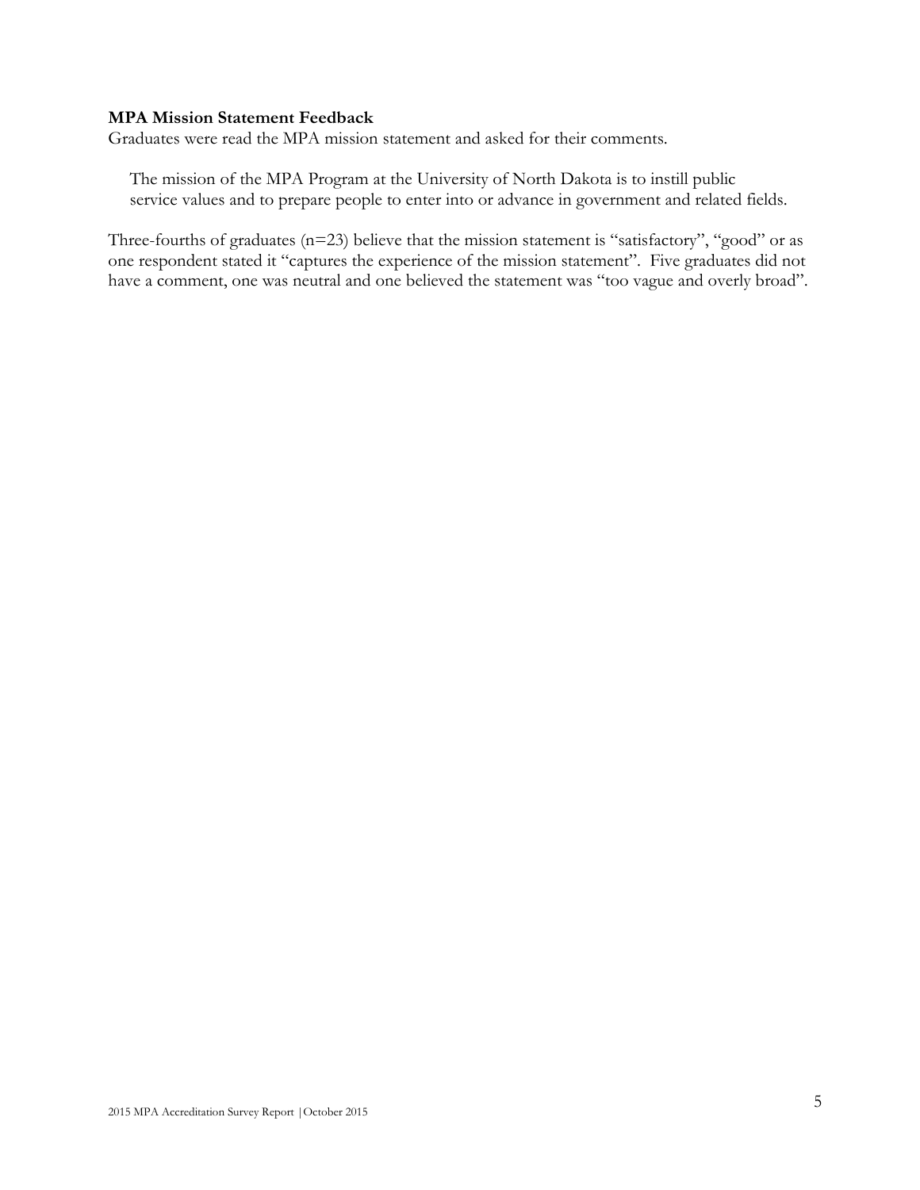**MPA Mission Statement Feedback**

Graduates were read the MPA mission statement and asked for their comments.

> The mission of the MPA Program at the University of North Dakota is to instill public service values and to prepare people to enter into or advance in government and related fields.

Three-fourths of graduates (n=23) believe that the mission statement is "satisfactory", "good" or as one respondent stated it "captures the experience of the mission statement". Five graduates did not have a comment, one was neutral and one believed the statement was "too vague and overly broad".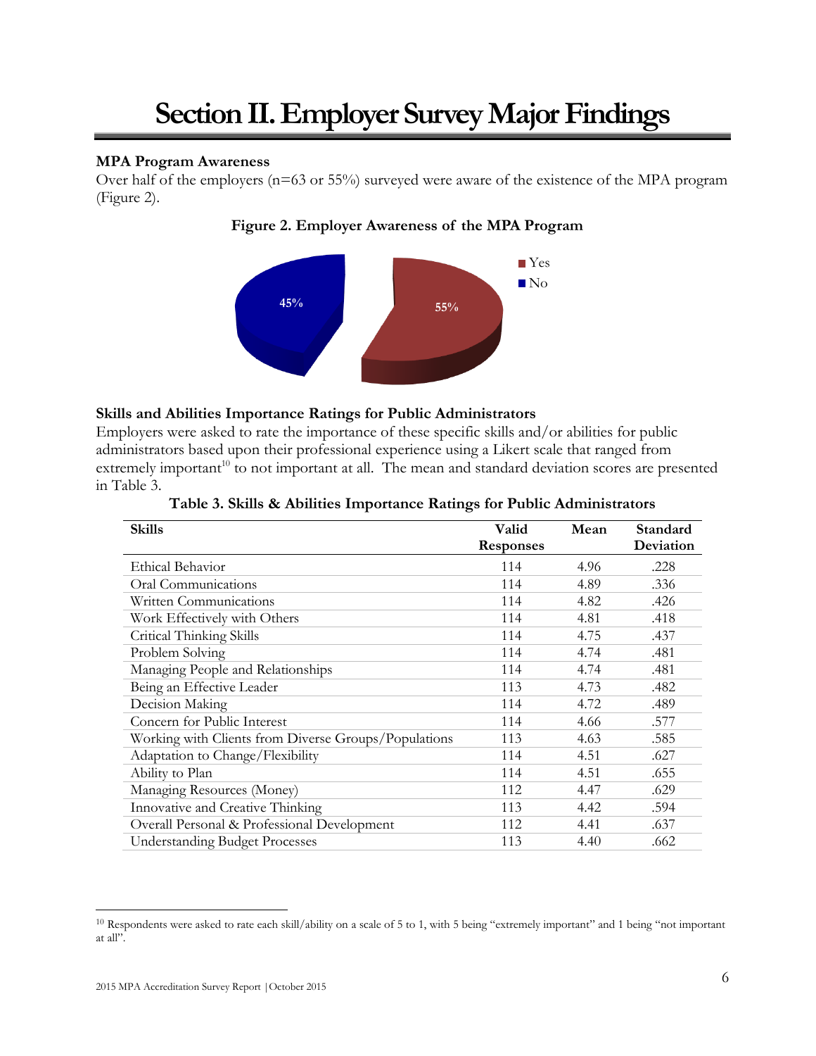// Section II. Employer Survey Major Findings

### MPA Program Awareness

Over half of the employers (n=63 or 55%) surveyed were aware of the existence of the MPA program (Figure 2).

**Figure 2. Employer Awareness of the MPA Program**

### Skills and Abilities Importance Ratings for Public Administrators

Employers were asked to rate the importance of these specific skills and/or abilities for public administrators based upon their professional experience using a Likert scale that ranged from extremely important[10] to not important at all. The mean and standard deviation scores are presented in Table 3.

**Table 3. Skills & Abilities Importance Ratings for Public Administrators**

| Skills | Valid Responses | Mean | Standard Deviation |
|---|---|---|---|
| Ethical Behavior | 114 | 4.96 | .228 |
| Oral Communications | 114 | 4.89 | .336 |
| Written Communications | 114 | 4.82 | .426 |
| Work Effectively with Others | 114 | 4.81 | .418 |
| Critical Thinking Skills | 114 | 4.75 | .437 |
| Problem Solving | 114 | 4.74 | .481 |
| Managing People and Relationships | 114 | 4.74 | .481 |
| Being an Effective Leader | 113 | 4.73 | .482 |
| Decision Making | 114 | 4.72 | .489 |
| Concern for Public Interest | 114 | 4.66 | .577 |
| Working with Clients from Diverse Groups/Populations | 113 | 4.63 | .585 |
| Adaptation to Change/Flexibility | 114 | 4.51 | .627 |
| Ability to Plan | 114 | 4.51 | .655 |
| Managing Resources (Money) | 112 | 4.47 | .629 |
| Innovative and Creative Thinking | 113 | 4.42 | .594 |
| Overall Personal & Professional Development | 112 | 4.41 | .637 |
| Understanding Budget Processes | 113 | 4.40 | .662 |

[10] Respondents were asked to rate each skill/ability on a scale of 5 to 1, with 5 being "extremely important" and 1 being "not important at all".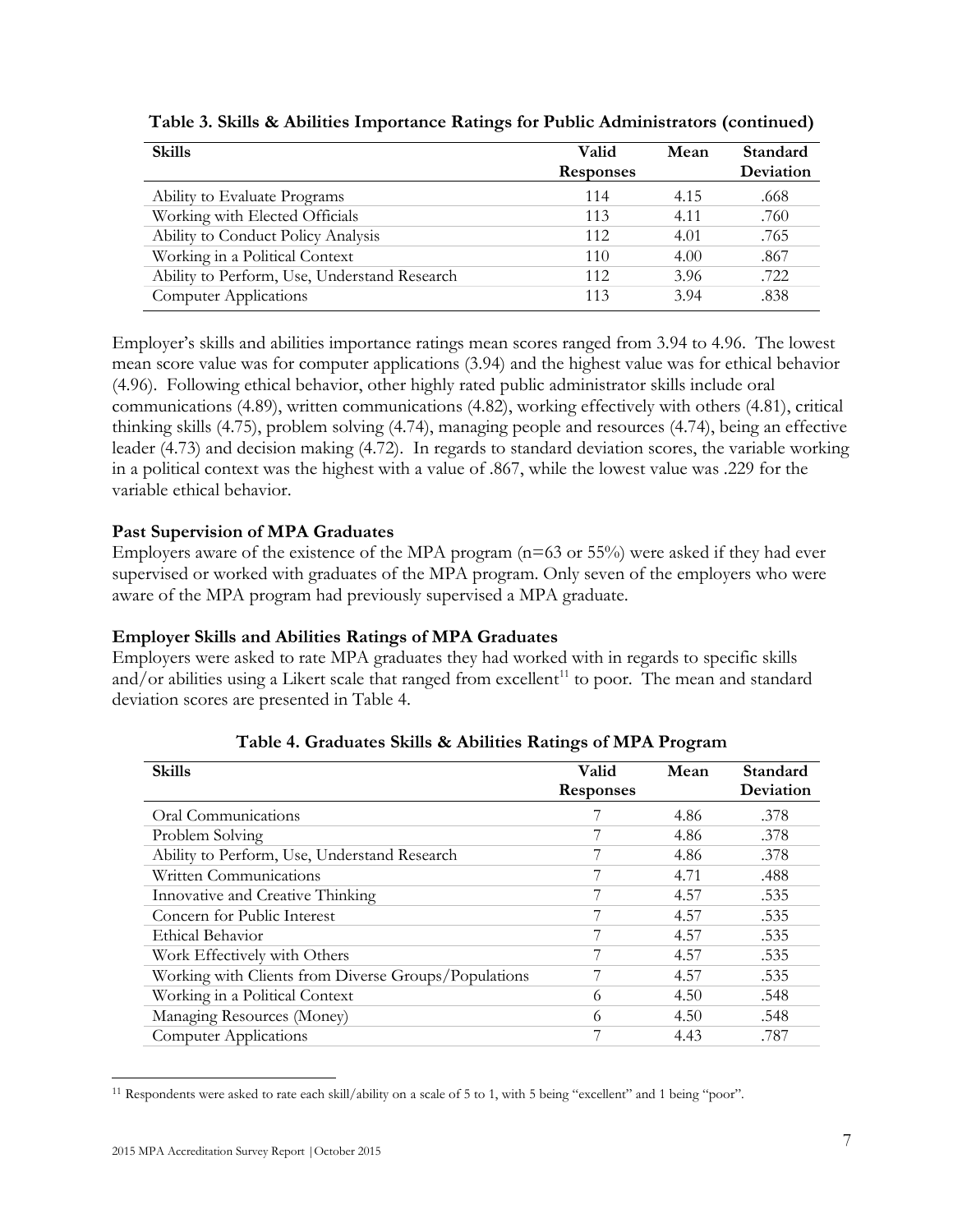**Table 3. Skills & Abilities Importance Ratings for Public Administrators (continued)**

| Skills | Valid Responses | Mean | Standard Deviation |
|---|---|---|---|
| Ability to Evaluate Programs | 114 | 4.15 | .668 |
| Working with Elected Officials | 113 | 4.11 | .760 |
| Ability to Conduct Policy Analysis | 112 | 4.01 | .765 |
| Working in a Political Context | 110 | 4.00 | .867 |
| Ability to Perform, Use, Understand Research | 112 | 3.96 | .722 |
| Computer Applications | 113 | 3.94 | .838 |

Employer's skills and abilities importance ratings mean scores ranged from 3.94 to 4.96. The lowest mean score value was for computer applications (3.94) and the highest value was for ethical behavior (4.96). Following ethical behavior, other highly rated public administrator skills include oral communications (4.89), written communications (4.82), working effectively with others (4.81), critical thinking skills (4.75), problem solving (4.74), managing people and resources (4.74), being an effective leader (4.73) and decision making (4.72). In regards to standard deviation scores, the variable working in a political context was the highest with a value of .867, while the lowest value was .229 for the variable ethical behavior.

### Past Supervision of MPA Graduates

Employers aware of the existence of the MPA program (n=63 or 55%) were asked if they had ever supervised or worked with graduates of the MPA program. Only seven of the employers who were aware of the MPA program had previously supervised a MPA graduate.

### Employer Skills and Abilities Ratings of MPA Graduates

Employers were asked to rate MPA graduates they had worked with in regards to specific skills and/or abilities using a Likert scale that ranged from excellent[11] to poor. The mean and standard deviation scores are presented in Table 4.

**Table 4. Graduates Skills & Abilities Ratings of MPA Program**

| Skills | Valid Responses | Mean | Standard Deviation |
|---|---|---|---|
| Oral Communications | 7 | 4.86 | .378 |
| Problem Solving | 7 | 4.86 | .378 |
| Ability to Perform, Use, Understand Research | 7 | 4.86 | .378 |
| Written Communications | 7 | 4.71 | .488 |
| Innovative and Creative Thinking | 7 | 4.57 | .535 |
| Concern for Public Interest | 7 | 4.57 | .535 |
| Ethical Behavior | 7 | 4.57 | .535 |
| Work Effectively with Others | 7 | 4.57 | .535 |
| Working with Clients from Diverse Groups/Populations | 7 | 4.57 | .535 |
| Working in a Political Context | 6 | 4.50 | .548 |
| Managing Resources (Money) | 6 | 4.50 | .548 |
| Computer Applications | 7 | 4.43 | .787 |

[11] Respondents were asked to rate each skill/ability on a scale of 5 to 1, with 5 being "excellent" and 1 being "poor".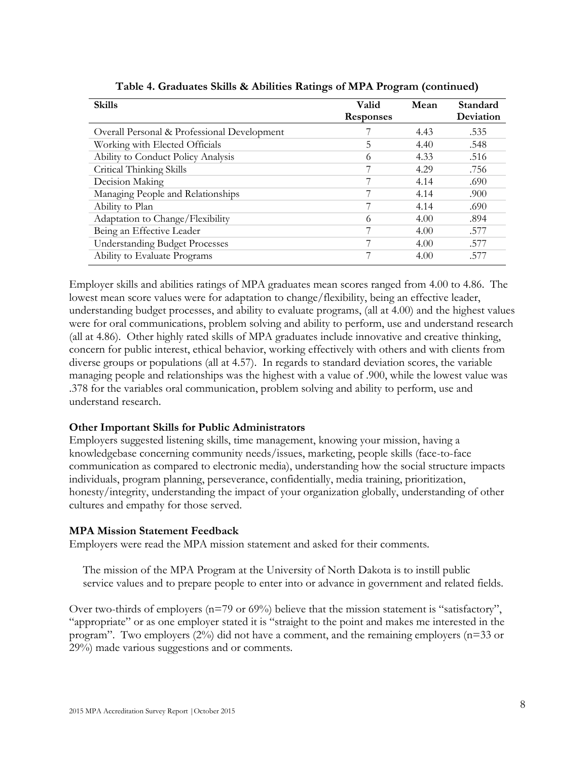**Table 4. Graduates Skills & Abilities Ratings of MPA Program (continued)**

| Skills | Valid Responses | Mean | Standard Deviation |
|---|---|---|---|
| Overall Personal & Professional Development | 7 | 4.43 | .535 |
| Working with Elected Officials | 5 | 4.40 | .548 |
| Ability to Conduct Policy Analysis | 6 | 4.33 | .516 |
| Critical Thinking Skills | 7 | 4.29 | .756 |
| Decision Making | 7 | 4.14 | .690 |
| Managing People and Relationships | 7 | 4.14 | .900 |
| Ability to Plan | 7 | 4.14 | .690 |
| Adaptation to Change/Flexibility | 6 | 4.00 | .894 |
| Being an Effective Leader | 7 | 4.00 | .577 |
| Understanding Budget Processes | 7 | 4.00 | .577 |
| Ability to Evaluate Programs | 7 | 4.00 | .577 |

Employer skills and abilities ratings of MPA graduates mean scores ranged from 4.00 to 4.86. The lowest mean score values were for adaptation to change/flexibility, being an effective leader, understanding budget processes, and ability to evaluate programs, (all at 4.00) and the highest values were for oral communications, problem solving and ability to perform, use and understand research (all at 4.86). Other highly rated skills of MPA graduates include innovative and creative thinking, concern for public interest, ethical behavior, working effectively with others and with clients from diverse groups or populations (all at 4.57). In regards to standard deviation scores, the variable managing people and relationships was the highest with a value of .900, while the lowest value was .378 for the variables oral communication, problem solving and ability to perform, use and understand research.

**Other Important Skills for Public Administrators**

Employers suggested listening skills, time management, knowing your mission, having a knowledgebase concerning community needs/issues, marketing, people skills (face-to-face communication as compared to electronic media), understanding how the social structure impacts individuals, program planning, perseverance, confidentially, media training, prioritization, honesty/integrity, understanding the impact of your organization globally, understanding of other cultures and empathy for those served.

**MPA Mission Statement Feedback**

Employers were read the MPA mission statement and asked for their comments.

> The mission of the MPA Program at the University of North Dakota is to instill public service values and to prepare people to enter into or advance in government and related fields.

Over two-thirds of employers (n=79 or 69%) believe that the mission statement is "satisfactory", "appropriate" or as one employer stated it is "straight to the point and makes me interested in the program". Two employers (2%) did not have a comment, and the remaining employers (n=33 or 29%) made various suggestions and or comments.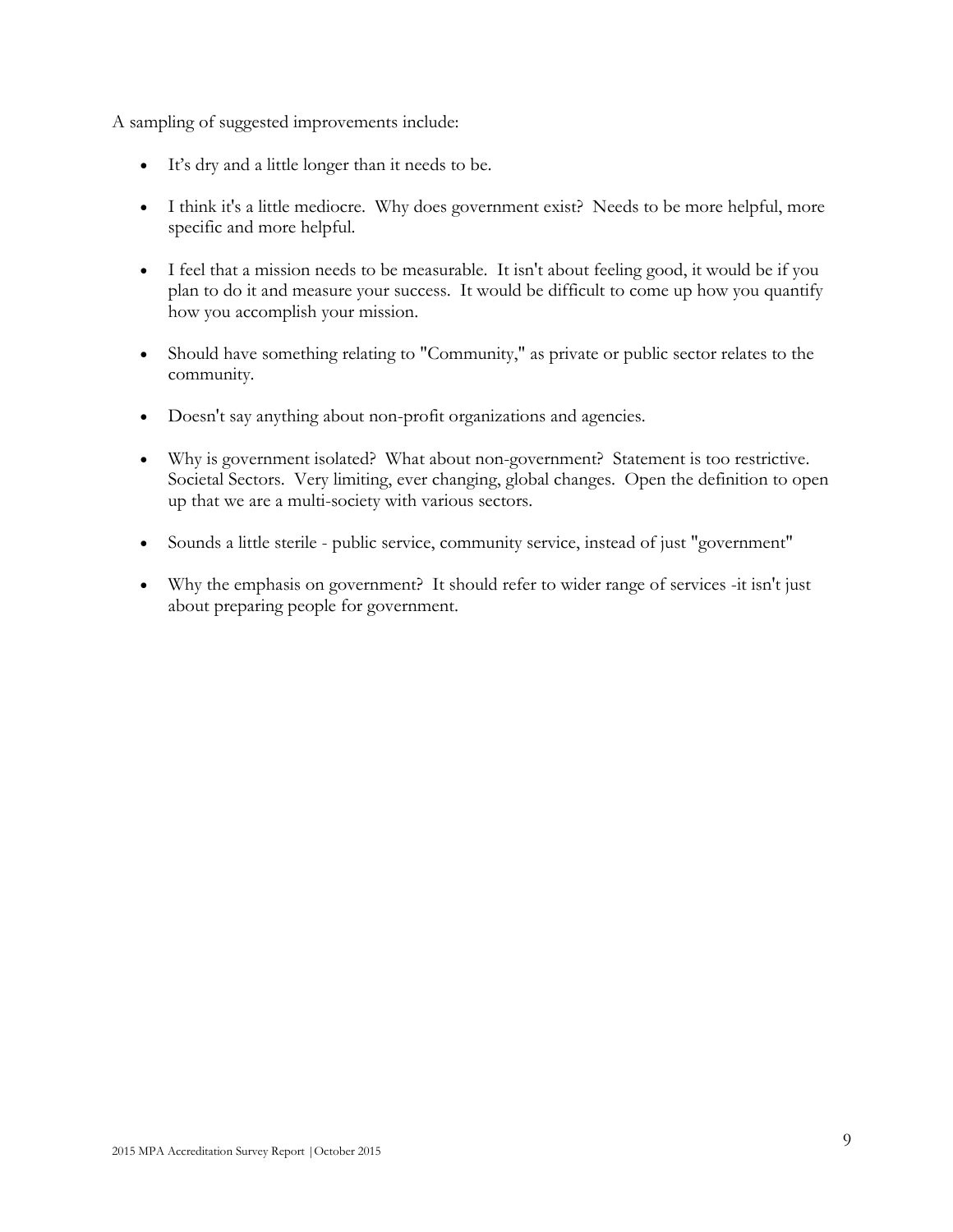A sampling of suggested improvements include:

- It's dry and a little longer than it needs to be.
- I think it's a little mediocre. Why does government exist? Needs to be more helpful, more specific and more helpful.
- I feel that a mission needs to be measurable. It isn't about feeling good, it would be if you plan to do it and measure your success. It would be difficult to come up how you quantify how you accomplish your mission.
- Should have something relating to "Community," as private or public sector relates to the community.
- Doesn't say anything about non-profit organizations and agencies.
- Why is government isolated? What about non-government? Statement is too restrictive. Societal Sectors. Very limiting, ever changing, global changes. Open the definition to open up that we are a multi-society with various sectors.
- Sounds a little sterile - public service, community service, instead of just "government"
- Why the emphasis on government? It should refer to wider range of services -it isn't just about preparing people for government.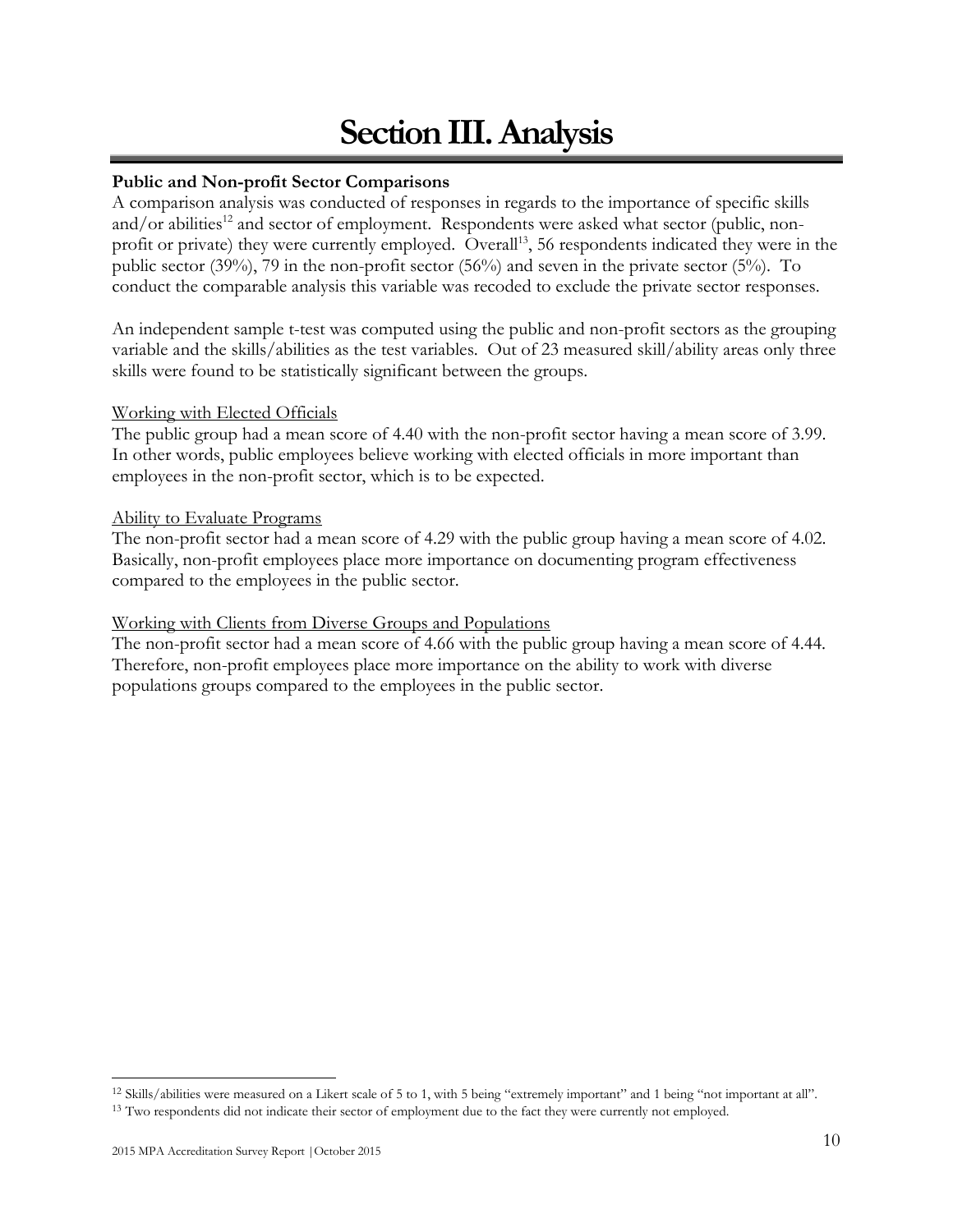# Section III. Analysis

**Public and Non-profit Sector Comparisons**

A comparison analysis was conducted of responses in regards to the importance of specific skills and/or abilities[12] and sector of employment. Respondents were asked what sector (public, non-profit or private) they were currently employed. Overall[13], 56 respondents indicated they were in the public sector (39%), 79 in the non-profit sector (56%) and seven in the private sector (5%). To conduct the comparable analysis this variable was recoded to exclude the private sector responses.

An independent sample t-test was computed using the public and non-profit sectors as the grouping variable and the skills/abilities as the test variables. Out of 23 measured skill/ability areas only three skills were found to be statistically significant between the groups.

<u>Working with Elected Officials</u>

The public group had a mean score of 4.40 with the non-profit sector having a mean score of 3.99. In other words, public employees believe working with elected officials in more important than employees in the non-profit sector, which is to be expected.

<u>Ability to Evaluate Programs</u>

The non-profit sector had a mean score of 4.29 with the public group having a mean score of 4.02. Basically, non-profit employees place more importance on documenting program effectiveness compared to the employees in the public sector.

<u>Working with Clients from Diverse Groups and Populations</u>

The non-profit sector had a mean score of 4.66 with the public group having a mean score of 4.44. Therefore, non-profit employees place more importance on the ability to work with diverse populations groups compared to the employees in the public sector.

---

[12] Skills/abilities were measured on a Likert scale of 5 to 1, with 5 being "extremely important" and 1 being "not important at all".

[13] Two respondents did not indicate their sector of employment due to the fact they were currently not employed.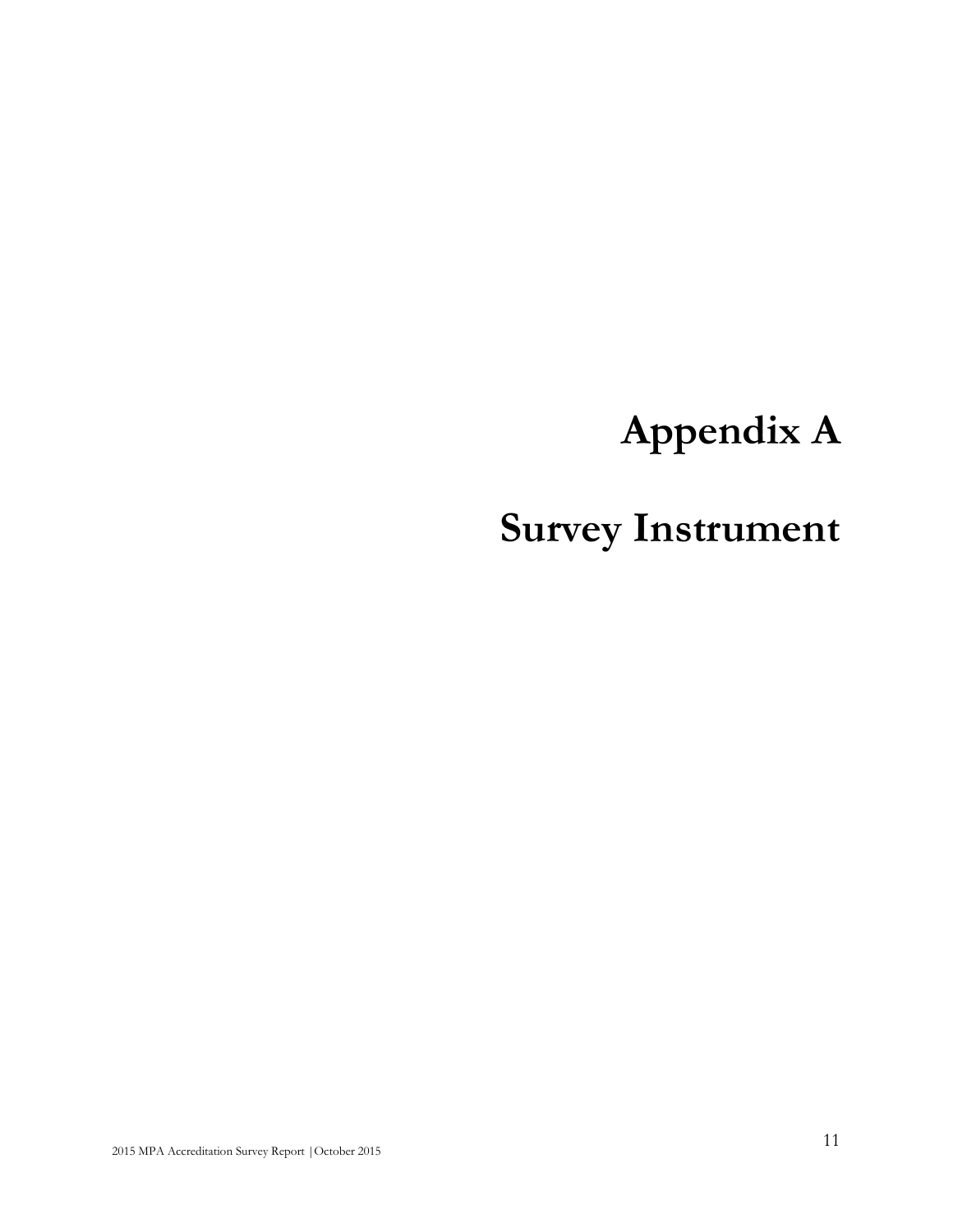# Appendix A

# Survey Instrument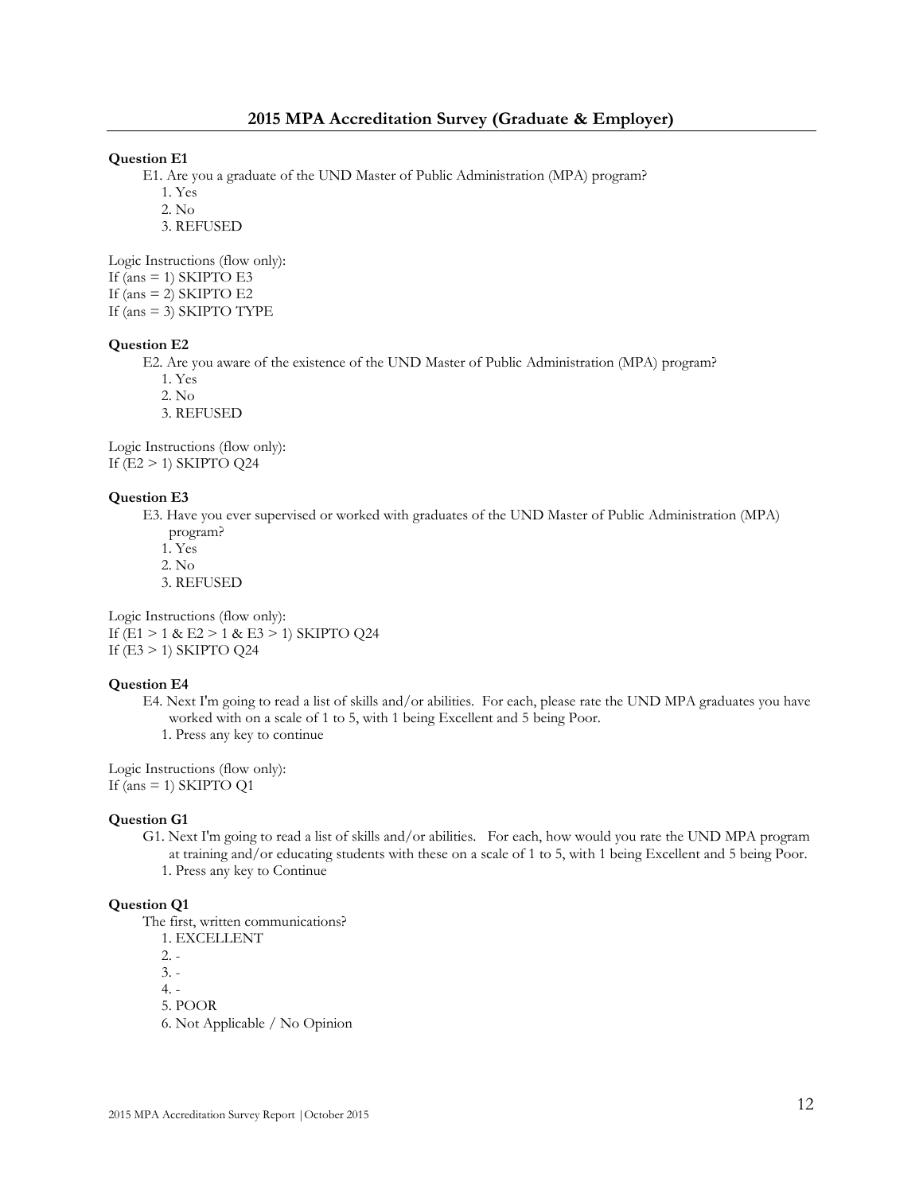## 2015 MPA Accreditation Survey (Graduate & Employer)

**Question E1**

E1. Are you a graduate of the UND Master of Public Administration (MPA) program?

1. Yes
2. No
3. REFUSED

Logic Instructions (flow only):
If (ans = 1) SKIPTO E3
If (ans = 2) SKIPTO E2
If (ans = 3) SKIPTO TYPE

**Question E2**

E2. Are you aware of the existence of the UND Master of Public Administration (MPA) program?

1. Yes
2. No
3. REFUSED

Logic Instructions (flow only):
If (E2 > 1) SKIPTO Q24

**Question E3**

E3. Have you ever supervised or worked with graduates of the UND Master of Public Administration (MPA) program?

1. Yes
2. No
3. REFUSED

Logic Instructions (flow only):
If (E1 > 1 & E2 > 1 & E3 > 1) SKIPTO Q24
If (E3 > 1) SKIPTO Q24

**Question E4**

E4. Next I'm going to read a list of skills and/or abilities. For each, please rate the UND MPA graduates you have worked with on a scale of 1 to 5, with 1 being Excellent and 5 being Poor.

1. Press any key to continue

Logic Instructions (flow only):
If (ans = 1) SKIPTO Q1

**Question G1**

G1. Next I'm going to read a list of skills and/or abilities. For each, how would you rate the UND MPA program at training and/or educating students with these on a scale of 1 to 5, with 1 being Excellent and 5 being Poor.

1. Press any key to Continue

**Question Q1**

The first, written communications?

1. EXCELLENT
2. -
3. -
4. -
5. POOR
6. Not Applicable / No Opinion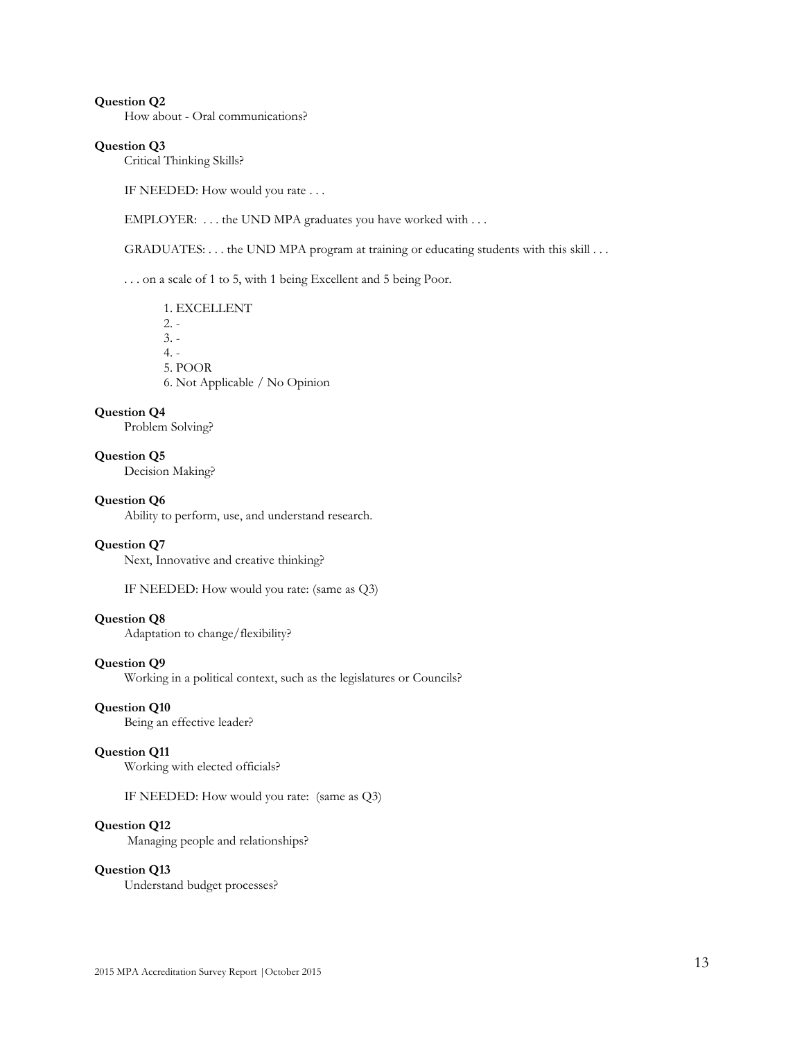**Question Q2**

How about - Oral communications?

**Question Q3**

Critical Thinking Skills?

IF NEEDED: How would you rate . . .

EMPLOYER: . . . the UND MPA graduates you have worked with . . .

GRADUATES: . . . the UND MPA program at training or educating students with this skill . . .

. . . on a scale of 1 to 5, with 1 being Excellent and 5 being Poor.

1. EXCELLENT
2. -
3. -
4. -
5. POOR
6. Not Applicable / No Opinion

**Question Q4**

Problem Solving?

**Question Q5**

Decision Making?

**Question Q6**

Ability to perform, use, and understand research.

**Question Q7**

Next, Innovative and creative thinking?

IF NEEDED: How would you rate: (same as Q3)

**Question Q8**

Adaptation to change/flexibility?

**Question Q9**

Working in a political context, such as the legislatures or Councils?

**Question Q10**

Being an effective leader?

**Question Q11**

Working with elected officials?

IF NEEDED: How would you rate: (same as Q3)

**Question Q12**

Managing people and relationships?

**Question Q13**

Understand budget processes?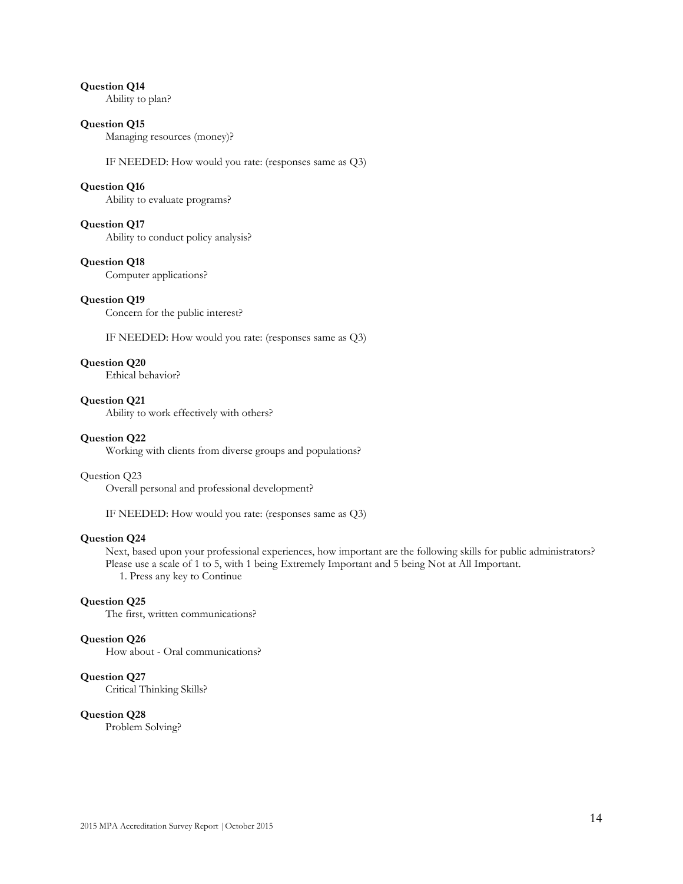**Question Q14**

Ability to plan?

**Question Q15**

Managing resources (money)?

IF NEEDED: How would you rate: (responses same as Q3)

**Question Q16**

Ability to evaluate programs?

**Question Q17**

Ability to conduct policy analysis?

**Question Q18**

Computer applications?

**Question Q19**

Concern for the public interest?

IF NEEDED: How would you rate: (responses same as Q3)

**Question Q20**

Ethical behavior?

**Question Q21**

Ability to work effectively with others?

**Question Q22**

Working with clients from diverse groups and populations?

Question Q23

Overall personal and professional development?

IF NEEDED: How would you rate: (responses same as Q3)

**Question Q24**

Next, based upon your professional experiences, how important are the following skills for public administrators? Please use a scale of 1 to 5, with 1 being Extremely Important and 5 being Not at All Important.

1. Press any key to Continue

**Question Q25**

The first, written communications?

**Question Q26**

How about - Oral communications?

**Question Q27**

Critical Thinking Skills?

**Question Q28**

Problem Solving?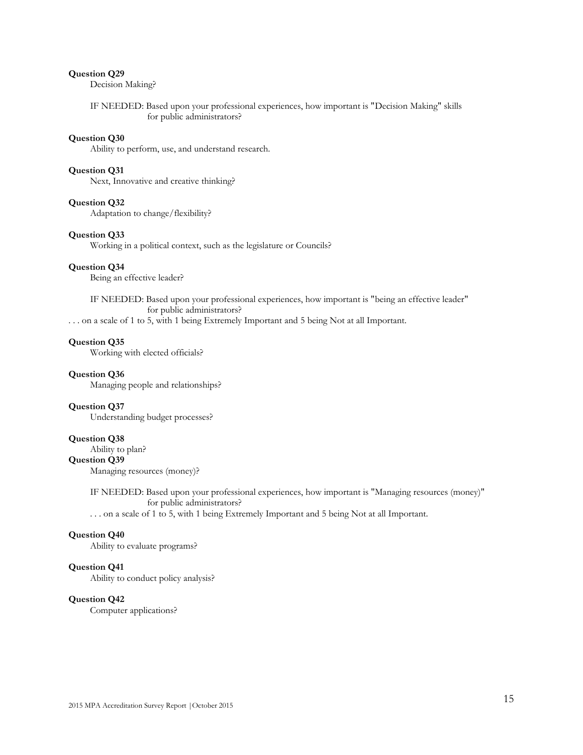**Question Q29**

Decision Making?

IF NEEDED: Based upon your professional experiences, how important is "Decision Making" skills for public administrators?

**Question Q30**

Ability to perform, use, and understand research.

**Question Q31**

Next, Innovative and creative thinking?

**Question Q32**

Adaptation to change/flexibility?

**Question Q33**

Working in a political context, such as the legislature or Councils?

**Question Q34**

Being an effective leader?

IF NEEDED: Based upon your professional experiences, how important is "being an effective leader" for public administrators?

. . . on a scale of 1 to 5, with 1 being Extremely Important and 5 being Not at all Important.

**Question Q35**

Working with elected officials?

**Question Q36**

Managing people and relationships?

**Question Q37**

Understanding budget processes?

**Question Q38**

Ability to plan?

**Question Q39**

Managing resources (money)?

IF NEEDED: Based upon your professional experiences, how important is "Managing resources (money)" for public administrators?

. . . on a scale of 1 to 5, with 1 being Extremely Important and 5 being Not at all Important.

**Question Q40**

Ability to evaluate programs?

**Question Q41**

Ability to conduct policy analysis?

**Question Q42**

Computer applications?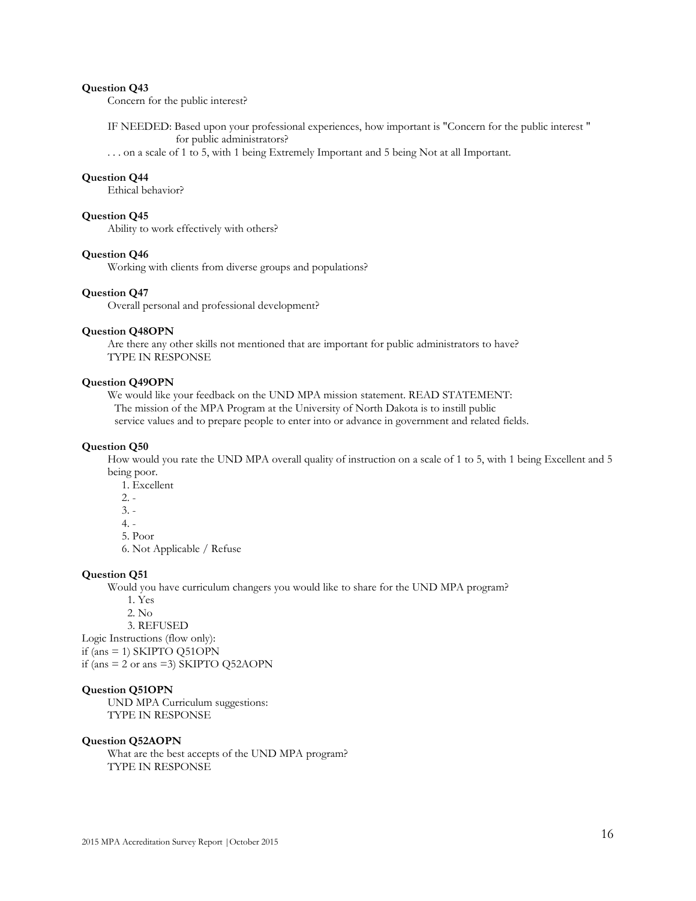**Question Q43**

Concern for the public interest?

IF NEEDED: Based upon your professional experiences, how important is "Concern for the public interest " for public administrators?

. . . on a scale of 1 to 5, with 1 being Extremely Important and 5 being Not at all Important.

**Question Q44**

Ethical behavior?

**Question Q45**

Ability to work effectively with others?

**Question Q46**

Working with clients from diverse groups and populations?

**Question Q47**

Overall personal and professional development?

**Question Q48OPN**

Are there any other skills not mentioned that are important for public administrators to have?
TYPE IN RESPONSE

**Question Q49OPN**

We would like your feedback on the UND MPA mission statement. READ STATEMENT:
The mission of the MPA Program at the University of North Dakota is to instill public service values and to prepare people to enter into or advance in government and related fields.

**Question Q50**

How would you rate the UND MPA overall quality of instruction on a scale of 1 to 5, with 1 being Excellent and 5 being poor.

1. Excellent
2. -
3. -
4. -
5. Poor
6. Not Applicable / Refuse

**Question Q51**

Would you have curriculum changers you would like to share for the UND MPA program?

1. Yes
2. No
3. REFUSED

Logic Instructions (flow only):
if (ans = 1) SKIPTO Q51OPN
if (ans = 2 or ans =3) SKIPTO Q52AOPN

**Question Q51OPN**

UND MPA Curriculum suggestions:
TYPE IN RESPONSE

**Question Q52AOPN**

What are the best accepts of the UND MPA program?
TYPE IN RESPONSE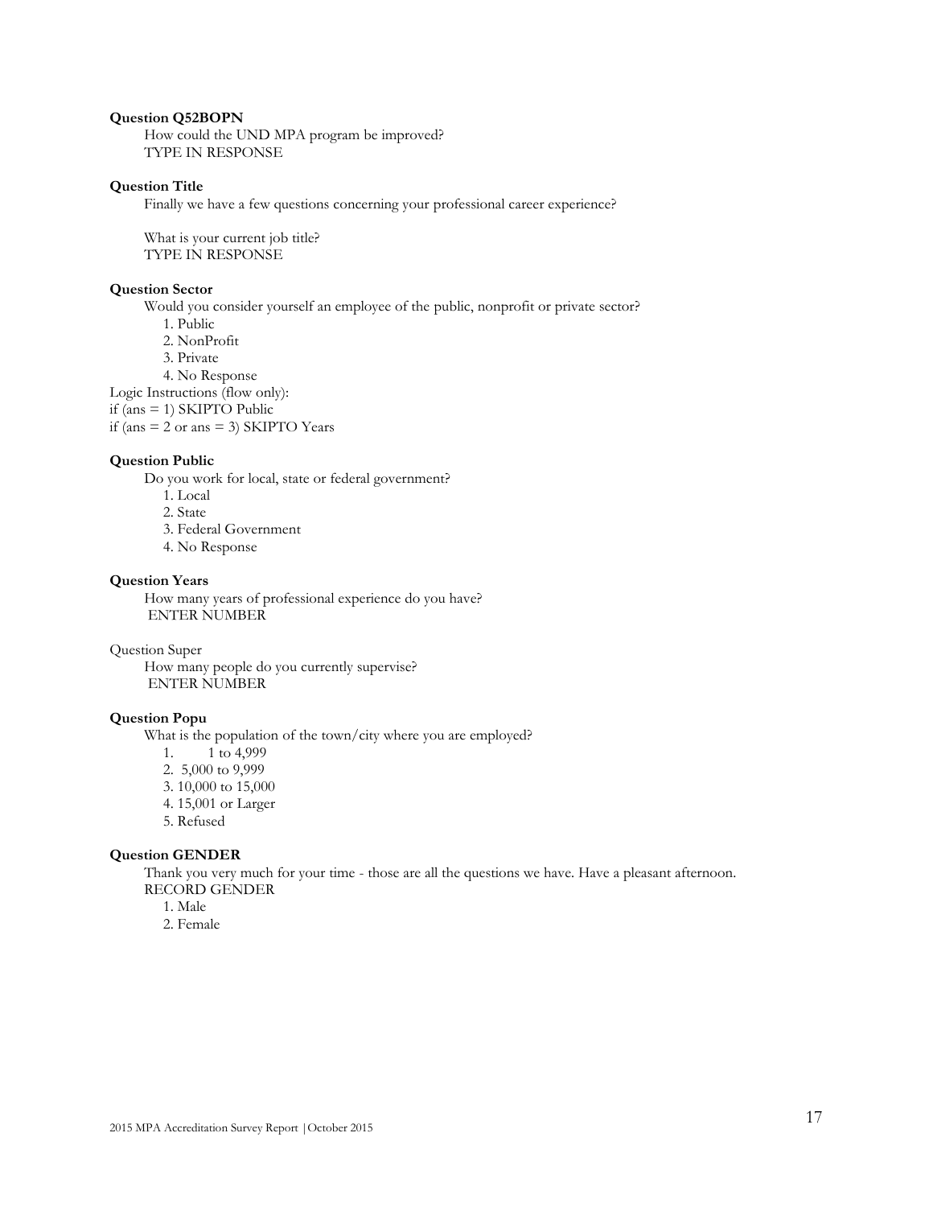**Question Q52BOPN**

How could the UND MPA program be improved?
TYPE IN RESPONSE

**Question Title**

Finally we have a few questions concerning your professional career experience?

What is your current job title?
TYPE IN RESPONSE

**Question Sector**

Would you consider yourself an employee of the public, nonprofit or private sector?

1. Public
2. NonProfit
3. Private
4. No Response

Logic Instructions (flow only):
if (ans = 1) SKIPTO Public
if (ans = 2 or ans = 3) SKIPTO Years

**Question Public**

Do you work for local, state or federal government?

1. Local
2. State
3. Federal Government
4. No Response

**Question Years**

How many years of professional experience do you have?
ENTER NUMBER

Question Super

How many people do you currently supervise?
ENTER NUMBER

**Question Popu**

What is the population of the town/city where you are employed?

1. 1 to 4,999
2. 5,000 to 9,999
3. 10,000 to 15,000
4. 15,001 or Larger
5. Refused

**Question GENDER**

Thank you very much for your time - those are all the questions we have. Have a pleasant afternoon.
RECORD GENDER

1. Male
2. Female